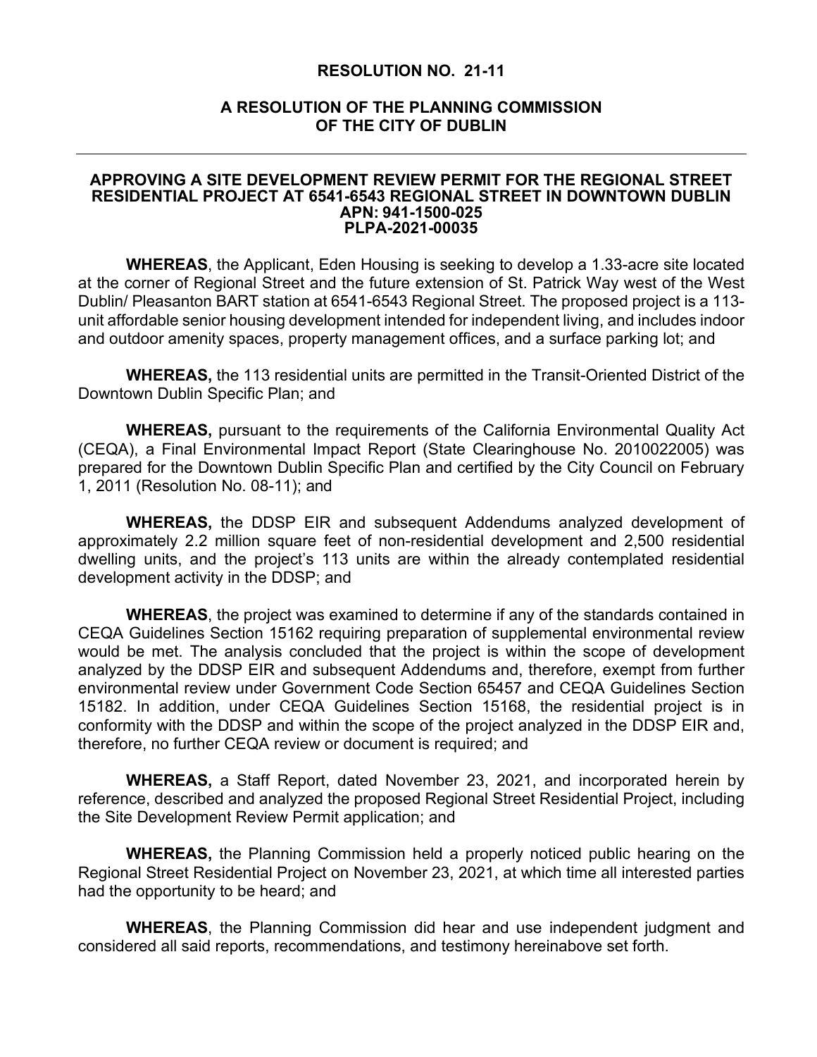# RESOLUTION NO. 21-11

## A RESOLUTION OF THE PLANNING COMMISSION OF THE CITY OF DUBLIN

---

### APPROVING A SITE DEVELOPMENT REVIEW PERMIT FOR THE REGIONAL STREET RESIDENTIAL PROJECT AT 6541-6543 REGIONAL STREET IN DOWNTOWN DUBLIN APN: 941-1500-025 PLPA-2021-00035

**WHEREAS**, the Applicant, Eden Housing is seeking to develop a 1.33-acre site located at the corner of Regional Street and the future extension of St. Patrick Way west of the West Dublin/ Pleasanton BART station at 6541-6543 Regional Street. The proposed project is a 113-unit affordable senior housing development intended for independent living, and includes indoor and outdoor amenity spaces, property management offices, and a surface parking lot; and

**WHEREAS,** the 113 residential units are permitted in the Transit-Oriented District of the Downtown Dublin Specific Plan; and

**WHEREAS,** pursuant to the requirements of the California Environmental Quality Act (CEQA), a Final Environmental Impact Report (State Clearinghouse No. 2010022005) was prepared for the Downtown Dublin Specific Plan and certified by the City Council on February 1, 2011 (Resolution No. 08-11); and

**WHEREAS,** the DDSP EIR and subsequent Addendums analyzed development of approximately 2.2 million square feet of non-residential development and 2,500 residential dwelling units, and the project's 113 units are within the already contemplated residential development activity in the DDSP; and

**WHEREAS**, the project was examined to determine if any of the standards contained in CEQA Guidelines Section 15162 requiring preparation of supplemental environmental review would be met. The analysis concluded that the project is within the scope of development analyzed by the DDSP EIR and subsequent Addendums and, therefore, exempt from further environmental review under Government Code Section 65457 and CEQA Guidelines Section 15182. In addition, under CEQA Guidelines Section 15168, the residential project is in conformity with the DDSP and within the scope of the project analyzed in the DDSP EIR and, therefore, no further CEQA review or document is required; and

**WHEREAS,** a Staff Report, dated November 23, 2021, and incorporated herein by reference, described and analyzed the proposed Regional Street Residential Project, including the Site Development Review Permit application; and

**WHEREAS,** the Planning Commission held a properly noticed public hearing on the Regional Street Residential Project on November 23, 2021, at which time all interested parties had the opportunity to be heard; and

**WHEREAS**, the Planning Commission did hear and use independent judgment and considered all said reports, recommendations, and testimony hereinabove set forth.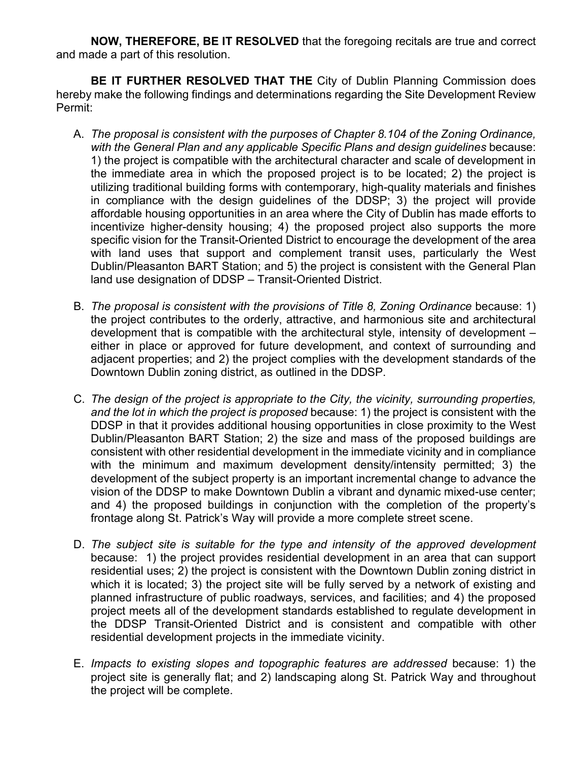**NOW, THEREFORE, BE IT RESOLVED** that the foregoing recitals are true and correct and made a part of this resolution.

**BE IT FURTHER RESOLVED THAT THE** City of Dublin Planning Commission does hereby make the following findings and determinations regarding the Site Development Review Permit:

A. *The proposal is consistent with the purposes of Chapter 8.104 of the Zoning Ordinance, with the General Plan and any applicable Specific Plans and design guidelines* because: 1) the project is compatible with the architectural character and scale of development in the immediate area in which the proposed project is to be located; 2) the project is utilizing traditional building forms with contemporary, high-quality materials and finishes in compliance with the design guidelines of the DDSP; 3) the project will provide affordable housing opportunities in an area where the City of Dublin has made efforts to incentivize higher-density housing; 4) the proposed project also supports the more specific vision for the Transit-Oriented District to encourage the development of the area with land uses that support and complement transit uses, particularly the West Dublin/Pleasanton BART Station; and 5) the project is consistent with the General Plan land use designation of DDSP – Transit-Oriented District.

B. *The proposal is consistent with the provisions of Title 8, Zoning Ordinance* because: 1) the project contributes to the orderly, attractive, and harmonious site and architectural development that is compatible with the architectural style, intensity of development – either in place or approved for future development, and context of surrounding and adjacent properties; and 2) the project complies with the development standards of the Downtown Dublin zoning district, as outlined in the DDSP.

C. *The design of the project is appropriate to the City, the vicinity, surrounding properties, and the lot in which the project is proposed* because: 1) the project is consistent with the DDSP in that it provides additional housing opportunities in close proximity to the West Dublin/Pleasanton BART Station; 2) the size and mass of the proposed buildings are consistent with other residential development in the immediate vicinity and in compliance with the minimum and maximum development density/intensity permitted; 3) the development of the subject property is an important incremental change to advance the vision of the DDSP to make Downtown Dublin a vibrant and dynamic mixed-use center; and 4) the proposed buildings in conjunction with the completion of the property's frontage along St. Patrick's Way will provide a more complete street scene.

D. *The subject site is suitable for the type and intensity of the approved development* because: 1) the project provides residential development in an area that can support residential uses; 2) the project is consistent with the Downtown Dublin zoning district in which it is located; 3) the project site will be fully served by a network of existing and planned infrastructure of public roadways, services, and facilities; and 4) the proposed project meets all of the development standards established to regulate development in the DDSP Transit-Oriented District and is consistent and compatible with other residential development projects in the immediate vicinity.

E. *Impacts to existing slopes and topographic features are addressed* because: 1) the project site is generally flat; and 2) landscaping along St. Patrick Way and throughout the project will be complete.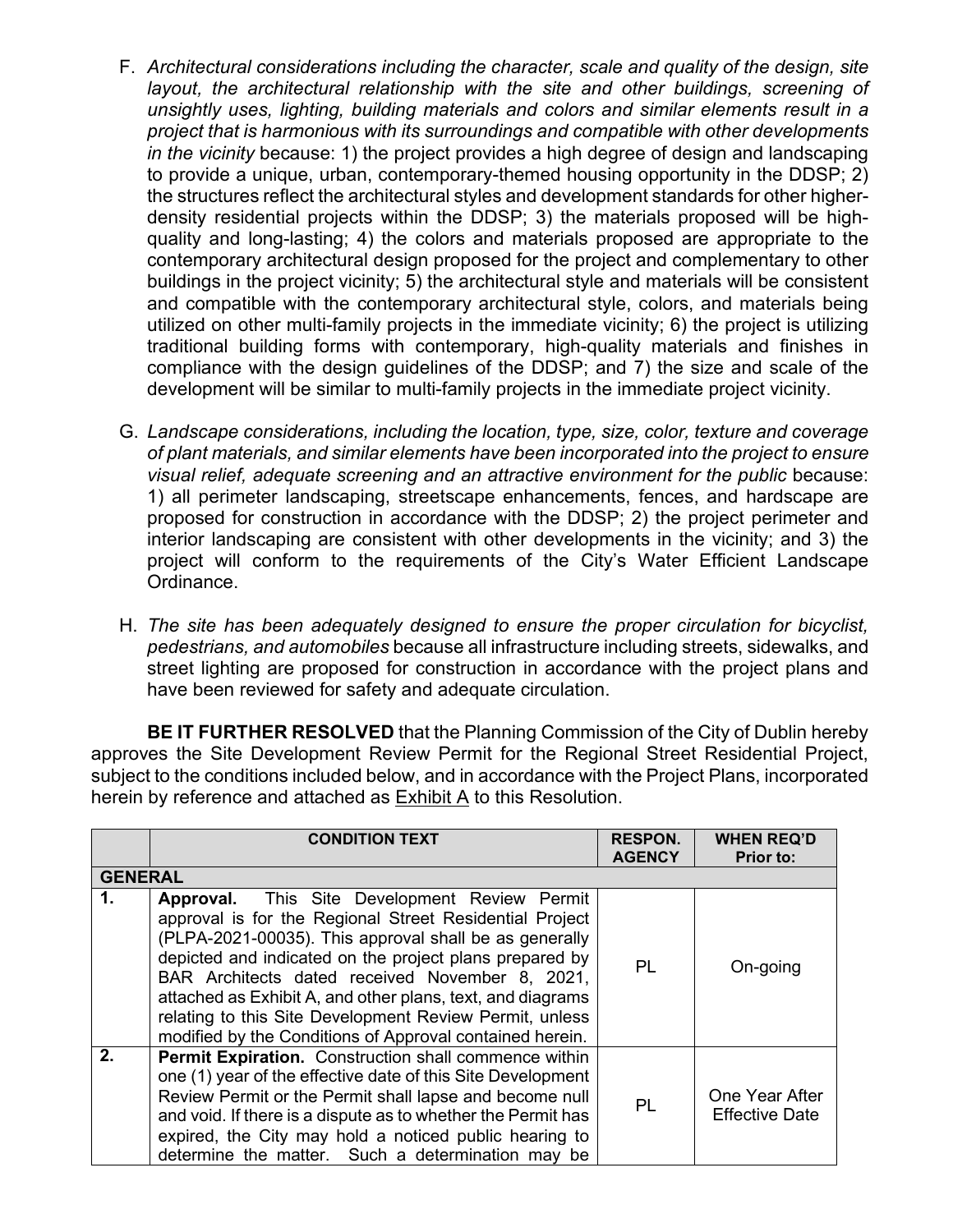F. *Architectural considerations including the character, scale and quality of the design, site layout, the architectural relationship with the site and other buildings, screening of unsightly uses, lighting, building materials and colors and similar elements result in a project that is harmonious with its surroundings and compatible with other developments in the vicinity* because: 1) the project provides a high degree of design and landscaping to provide a unique, urban, contemporary-themed housing opportunity in the DDSP; 2) the structures reflect the architectural styles and development standards for other higher-density residential projects within the DDSP; 3) the materials proposed will be high-quality and long-lasting; 4) the colors and materials proposed are appropriate to the contemporary architectural design proposed for the project and complementary to other buildings in the project vicinity; 5) the architectural style and materials will be consistent and compatible with the contemporary architectural style, colors, and materials being utilized on other multi-family projects in the immediate vicinity; 6) the project is utilizing traditional building forms with contemporary, high-quality materials and finishes in compliance with the design guidelines of the DDSP; and 7) the size and scale of the development will be similar to multi-family projects in the immediate project vicinity.

G. *Landscape considerations, including the location, type, size, color, texture and coverage of plant materials, and similar elements have been incorporated into the project to ensure visual relief, adequate screening and an attractive environment for the public* because: 1) all perimeter landscaping, streetscape enhancements, fences, and hardscape are proposed for construction in accordance with the DDSP; 2) the project perimeter and interior landscaping are consistent with other developments in the vicinity; and 3) the project will conform to the requirements of the City's Water Efficient Landscape Ordinance.

H. *The site has been adequately designed to ensure the proper circulation for bicyclist, pedestrians, and automobiles* because all infrastructure including streets, sidewalks, and street lighting are proposed for construction in accordance with the project plans and have been reviewed for safety and adequate circulation.

**BE IT FURTHER RESOLVED** that the Planning Commission of the City of Dublin hereby approves the Site Development Review Permit for the Regional Street Residential Project, subject to the conditions included below, and in accordance with the Project Plans, incorporated herein by reference and attached as Exhibit A to this Resolution.

| | CONDITION TEXT | RESPON. AGENCY | WHEN REQ'D Prior to: |
|---|---|---|---|
| **GENERAL** | | | |
| **1.** | **Approval.** This Site Development Review Permit approval is for the Regional Street Residential Project (PLPA-2021-00035). This approval shall be as generally depicted and indicated on the project plans prepared by BAR Architects dated received November 8, 2021, attached as Exhibit A, and other plans, text, and diagrams relating to this Site Development Review Permit, unless modified by the Conditions of Approval contained herein. | PL | On-going |
| **2.** | **Permit Expiration.** Construction shall commence within one (1) year of the effective date of this Site Development Review Permit or the Permit shall lapse and become null and void. If there is a dispute as to whether the Permit has expired, the City may hold a noticed public hearing to determine the matter. Such a determination may be | PL | One Year After Effective Date |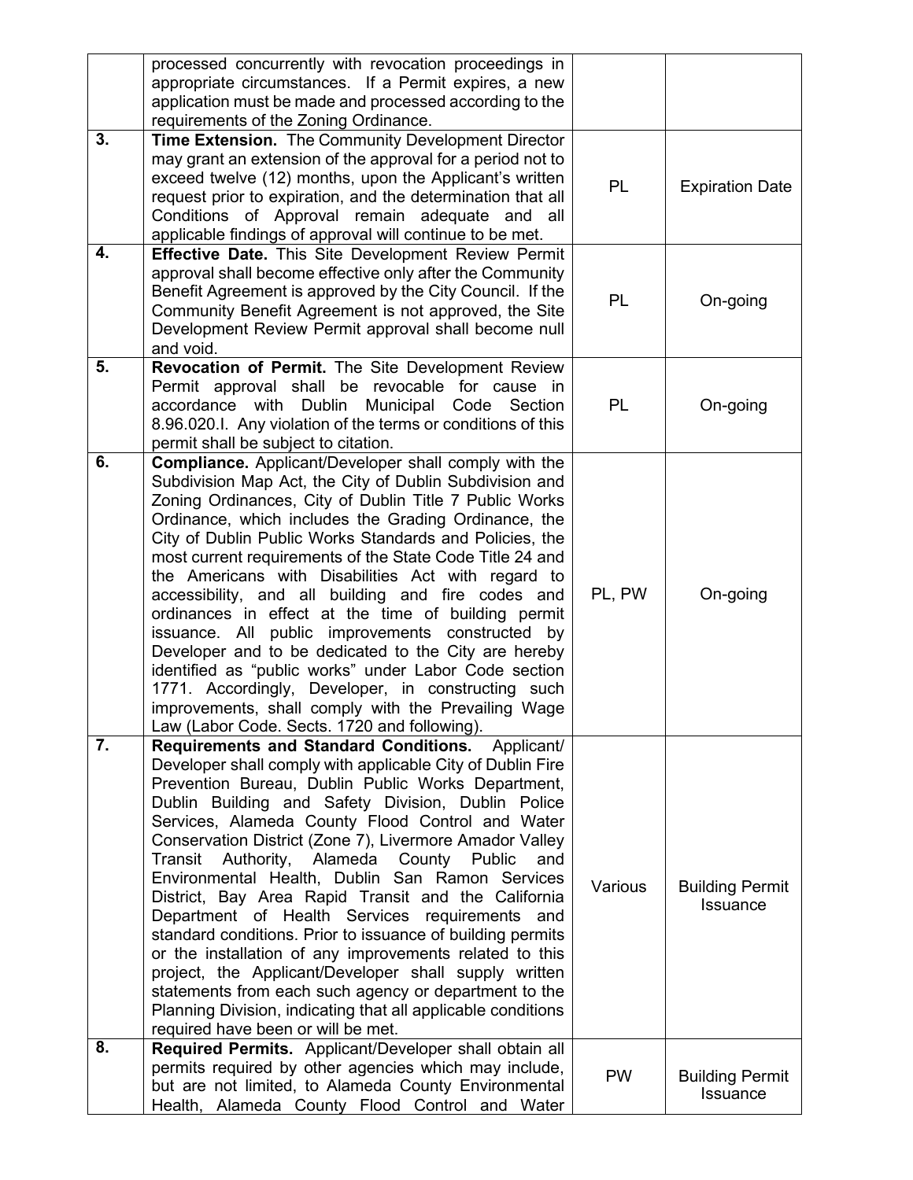| | | | |
|---|---|---|---|
| | processed concurrently with revocation proceedings in appropriate circumstances. If a Permit expires, a new application must be made and processed according to the requirements of the Zoning Ordinance. | | |
| **3.** | **Time Extension.** The Community Development Director may grant an extension of the approval for a period not to exceed twelve (12) months, upon the Applicant's written request prior to expiration, and the determination that all Conditions of Approval remain adequate and all applicable findings of approval will continue to be met. | PL | Expiration Date |
| **4.** | **Effective Date.** This Site Development Review Permit approval shall become effective only after the Community Benefit Agreement is approved by the City Council. If the Community Benefit Agreement is not approved, the Site Development Review Permit approval shall become null and void. | PL | On-going |
| **5.** | **Revocation of Permit.** The Site Development Review Permit approval shall be revocable for cause in accordance with Dublin Municipal Code Section 8.96.020.I. Any violation of the terms or conditions of this permit shall be subject to citation. | PL | On-going |
| **6.** | **Compliance.** Applicant/Developer shall comply with the Subdivision Map Act, the City of Dublin Subdivision and Zoning Ordinances, City of Dublin Title 7 Public Works Ordinance, which includes the Grading Ordinance, the City of Dublin Public Works Standards and Policies, the most current requirements of the State Code Title 24 and the Americans with Disabilities Act with regard to accessibility, and all building and fire codes and ordinances in effect at the time of building permit issuance. All public improvements constructed by Developer and to be dedicated to the City are hereby identified as "public works" under Labor Code section 1771. Accordingly, Developer, in constructing such improvements, shall comply with the Prevailing Wage Law (Labor Code. Sects. 1720 and following). | PL, PW | On-going |
| **7.** | **Requirements and Standard Conditions.** Applicant/ Developer shall comply with applicable City of Dublin Fire Prevention Bureau, Dublin Public Works Department, Dublin Building and Safety Division, Dublin Police Services, Alameda County Flood Control and Water Conservation District (Zone 7), Livermore Amador Valley Transit Authority, Alameda County Public and Environmental Health, Dublin San Ramon Services District, Bay Area Rapid Transit and the California Department of Health Services requirements and standard conditions. Prior to issuance of building permits or the installation of any improvements related to this project, the Applicant/Developer shall supply written statements from each such agency or department to the Planning Division, indicating that all applicable conditions required have been or will be met. | Various | Building Permit Issuance |
| **8.** | **Required Permits.** Applicant/Developer shall obtain all permits required by other agencies which may include, but are not limited, to Alameda County Environmental Health, Alameda County Flood Control and Water | PW | Building Permit Issuance |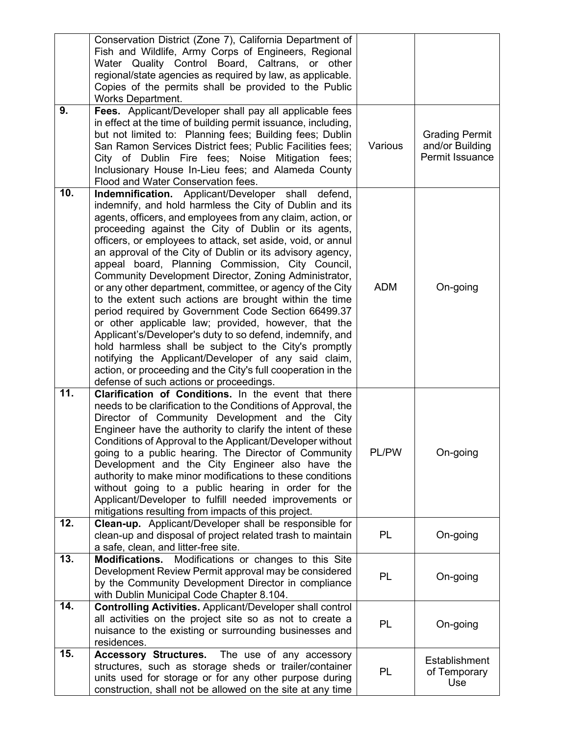| | | | |
|---|---|---|---|
| | Conservation District (Zone 7), California Department of Fish and Wildlife, Army Corps of Engineers, Regional Water Quality Control Board, Caltrans, or other regional/state agencies as required by law, as applicable. Copies of the permits shall be provided to the Public Works Department. | | |
| **9.** | **Fees.** Applicant/Developer shall pay all applicable fees in effect at the time of building permit issuance, including, but not limited to: Planning fees; Building fees; Dublin San Ramon Services District fees; Public Facilities fees; City of Dublin Fire fees; Noise Mitigation fees; Inclusionary House In-Lieu fees; and Alameda County Flood and Water Conservation fees. | Various | Grading Permit and/or Building Permit Issuance |
| **10.** | **Indemnification.** Applicant/Developer shall defend, indemnify, and hold harmless the City of Dublin and its agents, officers, and employees from any claim, action, or proceeding against the City of Dublin or its agents, officers, or employees to attack, set aside, void, or annul an approval of the City of Dublin or its advisory agency, appeal board, Planning Commission, City Council, Community Development Director, Zoning Administrator, or any other department, committee, or agency of the City to the extent such actions are brought within the time period required by Government Code Section 66499.37 or other applicable law; provided, however, that the Applicant's/Developer's duty to so defend, indemnify, and hold harmless shall be subject to the City's promptly notifying the Applicant/Developer of any said claim, action, or proceeding and the City's full cooperation in the defense of such actions or proceedings. | ADM | On-going |
| **11.** | **Clarification of Conditions.** In the event that there needs to be clarification to the Conditions of Approval, the Director of Community Development and the City Engineer have the authority to clarify the intent of these Conditions of Approval to the Applicant/Developer without going to a public hearing. The Director of Community Development and the City Engineer also have the authority to make minor modifications to these conditions without going to a public hearing in order for the Applicant/Developer to fulfill needed improvements or mitigations resulting from impacts of this project. | PL/PW | On-going |
| **12.** | **Clean-up.** Applicant/Developer shall be responsible for clean-up and disposal of project related trash to maintain a safe, clean, and litter-free site. | PL | On-going |
| **13.** | **Modifications.** Modifications or changes to this Site Development Review Permit approval may be considered by the Community Development Director in compliance with Dublin Municipal Code Chapter 8.104. | PL | On-going |
| **14.** | **Controlling Activities.** Applicant/Developer shall control all activities on the project site so as not to create a nuisance to the existing or surrounding businesses and residences. | PL | On-going |
| **15.** | **Accessory Structures.** The use of any accessory structures, such as storage sheds or trailer/container units used for storage or for any other purpose during construction, shall not be allowed on the site at any time | PL | Establishment of Temporary Use |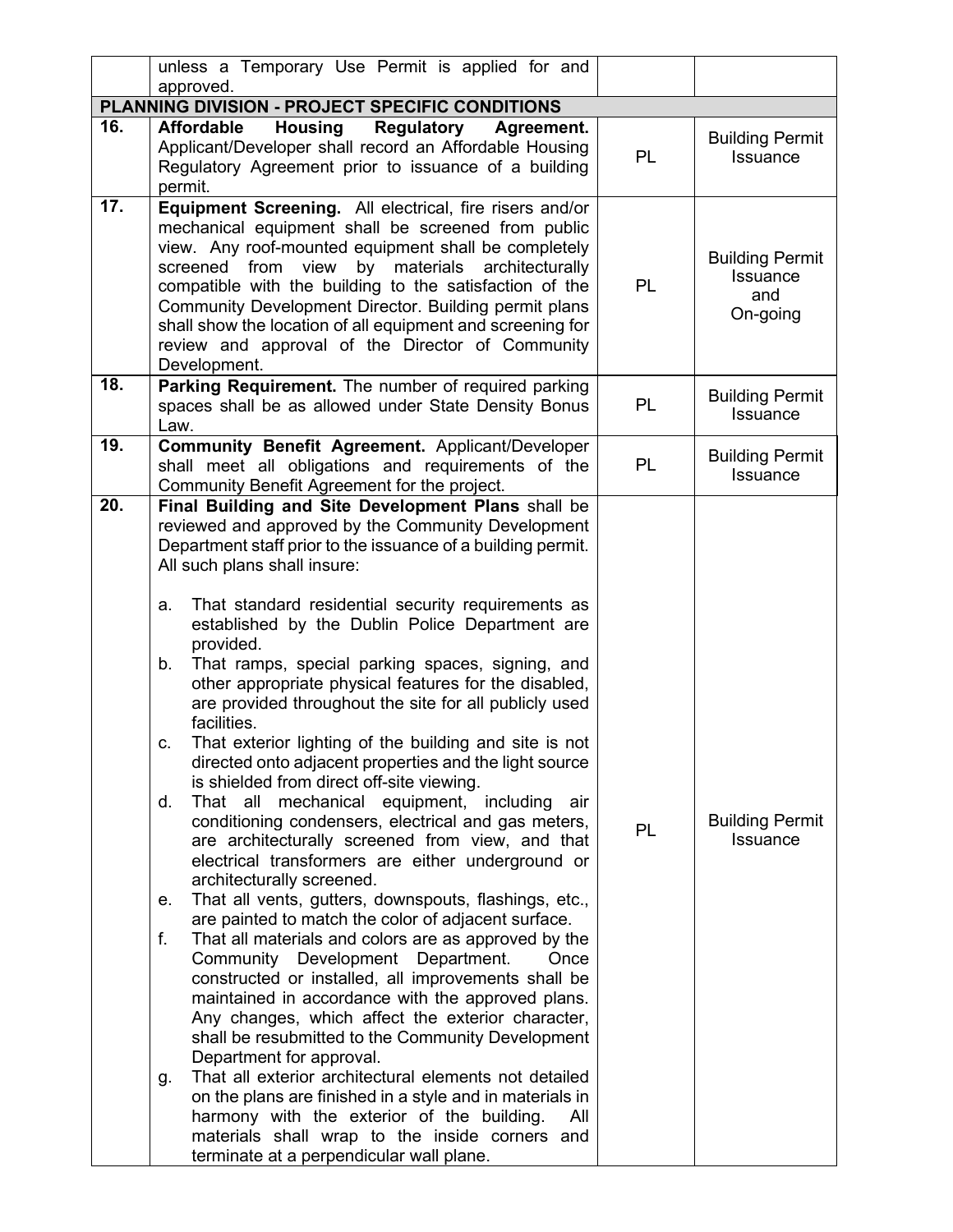| | | | |
|---|---|---|---|
| | unless a Temporary Use Permit is applied for and approved. | | |
| **PLANNING DIVISION - PROJECT SPECIFIC CONDITIONS** | | | |
| **16.** | **Affordable Housing Regulatory Agreement.** Applicant/Developer shall record an Affordable Housing Regulatory Agreement prior to issuance of a building permit. | PL | Building Permit Issuance |
| **17.** | **Equipment Screening.** All electrical, fire risers and/or mechanical equipment shall be screened from public view. Any roof-mounted equipment shall be completely screened from view by materials architecturally compatible with the building to the satisfaction of the Community Development Director. Building permit plans shall show the location of all equipment and screening for review and approval of the Director of Community Development. | PL | Building Permit Issuance and On-going |
| **18.** | **Parking Requirement.** The number of required parking spaces shall be as allowed under State Density Bonus Law. | PL | Building Permit Issuance |
| **19.** | **Community Benefit Agreement.** Applicant/Developer shall meet all obligations and requirements of the Community Benefit Agreement for the project. | PL | Building Permit Issuance |
| **20.** | **Final Building and Site Development Plans** shall be reviewed and approved by the Community Development Department staff prior to the issuance of a building permit. All such plans shall insure:<br><br>a. That standard residential security requirements as established by the Dublin Police Department are provided.<br>b. That ramps, special parking spaces, signing, and other appropriate physical features for the disabled, are provided throughout the site for all publicly used facilities.<br>c. That exterior lighting of the building and site is not directed onto adjacent properties and the light source is shielded from direct off-site viewing.<br>d. That all mechanical equipment, including air conditioning condensers, electrical and gas meters, are architecturally screened from view, and that electrical transformers are either underground or architecturally screened.<br>e. That all vents, gutters, downspouts, flashings, etc., are painted to match the color of adjacent surface.<br>f. That all materials and colors are as approved by the Community Development Department. Once constructed or installed, all improvements shall be maintained in accordance with the approved plans. Any changes, which affect the exterior character, shall be resubmitted to the Community Development Department for approval.<br>g. That all exterior architectural elements not detailed on the plans are finished in a style and in materials in harmony with the exterior of the building. All materials shall wrap to the inside corners and terminate at a perpendicular wall plane. | PL | Building Permit Issuance |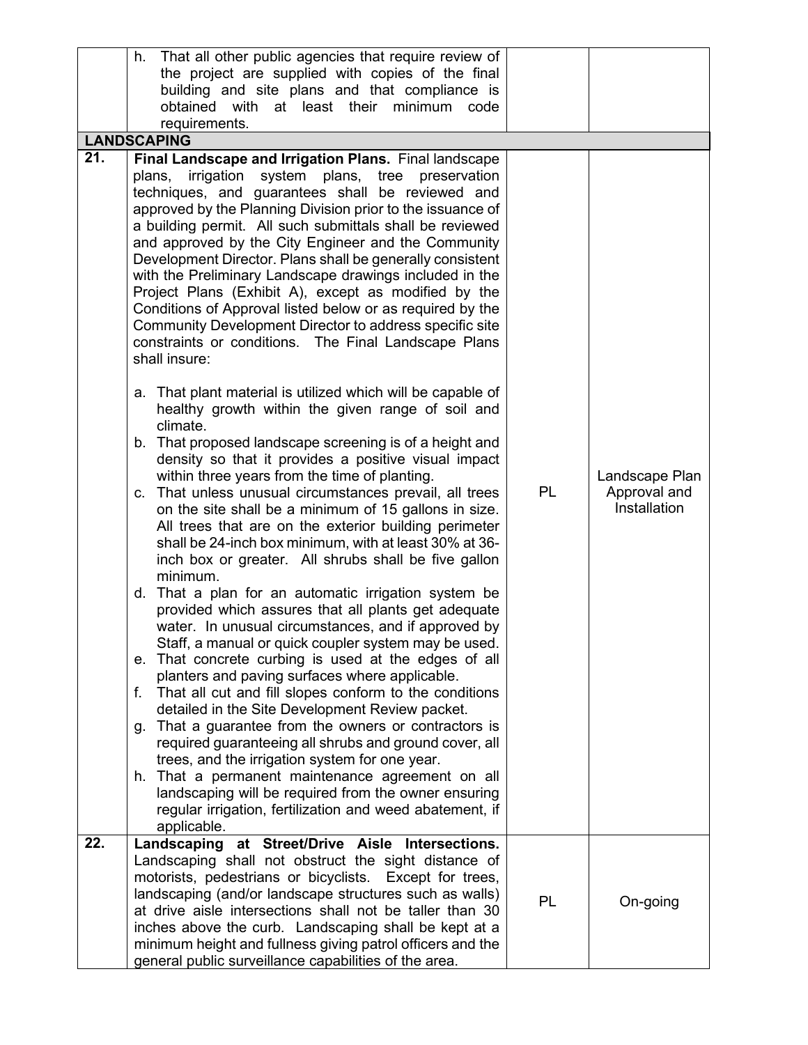| | | | |
|---|---|---|---|
| | h. That all other public agencies that require review of the project are supplied with copies of the final building and site plans and that compliance is obtained with at least their minimum code requirements. | | |
| **LANDSCAPING** | | | |
| **21.** | **Final Landscape and Irrigation Plans.** Final landscape plans, irrigation system plans, tree preservation techniques, and guarantees shall be reviewed and approved by the Planning Division prior to the issuance of a building permit. All such submittals shall be reviewed and approved by the City Engineer and the Community Development Director. Plans shall be generally consistent with the Preliminary Landscape drawings included in the Project Plans (Exhibit A), except as modified by the Conditions of Approval listed below or as required by the Community Development Director to address specific site constraints or conditions. The Final Landscape Plans shall insure:<br><br>a. That plant material is utilized which will be capable of healthy growth within the given range of soil and climate.<br>b. That proposed landscape screening is of a height and density so that it provides a positive visual impact within three years from the time of planting.<br>c. That unless unusual circumstances prevail, all trees on the site shall be a minimum of 15 gallons in size. All trees that are on the exterior building perimeter shall be 24-inch box minimum, with at least 30% at 36-inch box or greater. All shrubs shall be five gallon minimum.<br>d. That a plan for an automatic irrigation system be provided which assures that all plants get adequate water. In unusual circumstances, and if approved by Staff, a manual or quick coupler system may be used.<br>e. That concrete curbing is used at the edges of all planters and paving surfaces where applicable.<br>f. That all cut and fill slopes conform to the conditions detailed in the Site Development Review packet.<br>g. That a guarantee from the owners or contractors is required guaranteeing all shrubs and ground cover, all trees, and the irrigation system for one year.<br>h. That a permanent maintenance agreement on all landscaping will be required from the owner ensuring regular irrigation, fertilization and weed abatement, if applicable. | PL | Landscape Plan Approval and Installation |
| **22.** | **Landscaping at Street/Drive Aisle Intersections.** Landscaping shall not obstruct the sight distance of motorists, pedestrians or bicyclists. Except for trees, landscaping (and/or landscape structures such as walls) at drive aisle intersections shall not be taller than 30 inches above the curb. Landscaping shall be kept at a minimum height and fullness giving patrol officers and the general public surveillance capabilities of the area. | PL | On-going |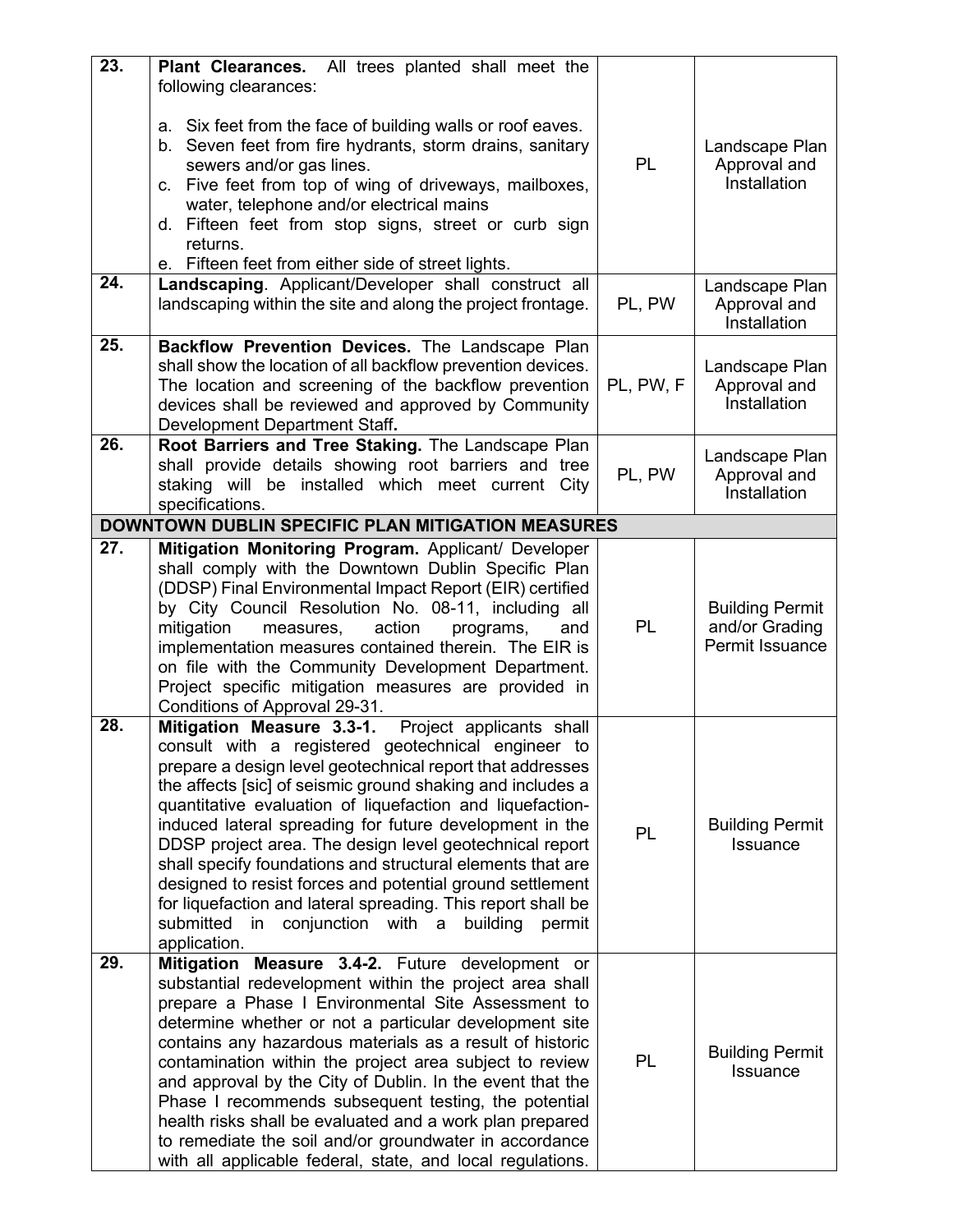| | | | |
|---|---|---|---|
| **23.** | **Plant Clearances.** All trees planted shall meet the following clearances:<br><br>a. Six feet from the face of building walls or roof eaves.<br>b. Seven feet from fire hydrants, storm drains, sanitary sewers and/or gas lines.<br>c. Five feet from top of wing of driveways, mailboxes, water, telephone and/or electrical mains<br>d. Fifteen feet from stop signs, street or curb sign returns.<br>e. Fifteen feet from either side of street lights. | PL | Landscape Plan Approval and Installation |
| **24.** | **Landscaping**. Applicant/Developer shall construct all landscaping within the site and along the project frontage. | PL, PW | Landscape Plan Approval and Installation |
| **25.** | **Backflow Prevention Devices.** The Landscape Plan shall show the location of all backflow prevention devices. The location and screening of the backflow prevention devices shall be reviewed and approved by Community Development Department Staff**.** | PL, PW, F | Landscape Plan Approval and Installation |
| **26.** | **Root Barriers and Tree Staking.** The Landscape Plan shall provide details showing root barriers and tree staking will be installed which meet current City specifications. | PL, PW | Landscape Plan Approval and Installation |
| **DOWNTOWN DUBLIN SPECIFIC PLAN MITIGATION MEASURES** | | | |
| **27.** | **Mitigation Monitoring Program.** Applicant/ Developer shall comply with the Downtown Dublin Specific Plan (DDSP) Final Environmental Impact Report (EIR) certified by City Council Resolution No. 08-11, including all mitigation measures, action programs, and implementation measures contained therein. The EIR is on file with the Community Development Department. Project specific mitigation measures are provided in Conditions of Approval 29-31. | PL | Building Permit and/or Grading Permit Issuance |
| **28.** | **Mitigation Measure 3.3-1.** Project applicants shall consult with a registered geotechnical engineer to prepare a design level geotechnical report that addresses the affects [sic] of seismic ground shaking and includes a quantitative evaluation of liquefaction and liquefaction-induced lateral spreading for future development in the DDSP project area. The design level geotechnical report shall specify foundations and structural elements that are designed to resist forces and potential ground settlement for liquefaction and lateral spreading. This report shall be submitted in conjunction with a building permit application. | PL | Building Permit Issuance |
| **29.** | **Mitigation Measure 3.4-2.** Future development or substantial redevelopment within the project area shall prepare a Phase I Environmental Site Assessment to determine whether or not a particular development site contains any hazardous materials as a result of historic contamination within the project area subject to review and approval by the City of Dublin. In the event that the Phase I recommends subsequent testing, the potential health risks shall be evaluated and a work plan prepared to remediate the soil and/or groundwater in accordance with all applicable federal, state, and local regulations. | PL | Building Permit Issuance |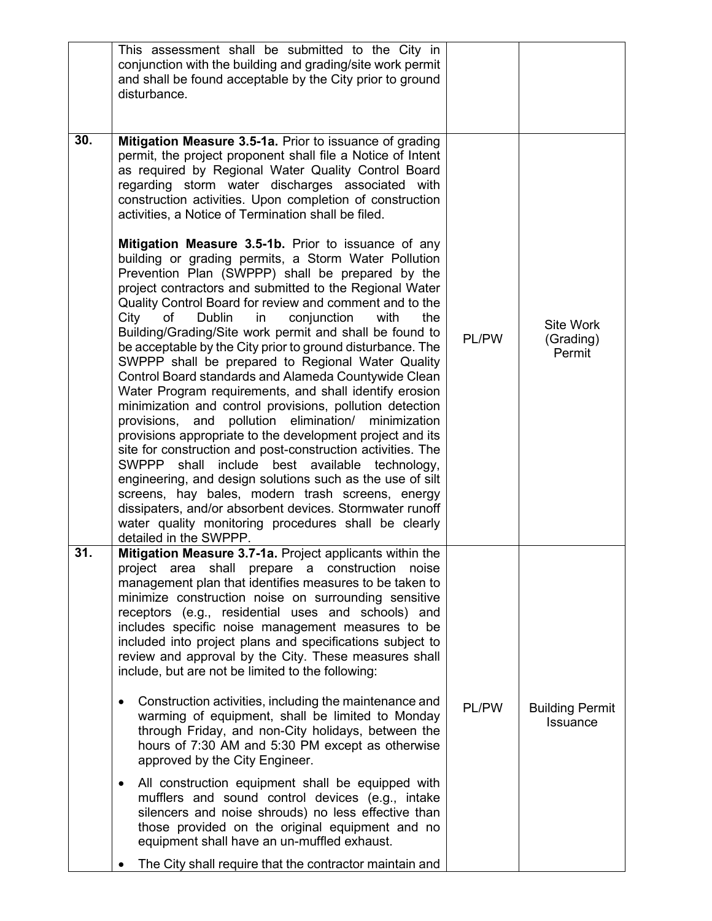|  |  |  |  |
|---|---|---|---|
|  | This assessment shall be submitted to the City in conjunction with the building and grading/site work permit and shall be found acceptable by the City prior to ground disturbance. |  |  |
| **30.** | **Mitigation Measure 3.5-1a.** Prior to issuance of grading permit, the project proponent shall file a Notice of Intent as required by Regional Water Quality Control Board regarding storm water discharges associated with construction activities. Upon completion of construction activities, a Notice of Termination shall be filed.<br><br>**Mitigation Measure 3.5-1b.** Prior to issuance of any building or grading permits, a Storm Water Pollution Prevention Plan (SWPPP) shall be prepared by the project contractors and submitted to the Regional Water Quality Control Board for review and comment and to the City of Dublin in conjunction with the Building/Grading/Site work permit and shall be found to be acceptable by the City prior to ground disturbance. The SWPPP shall be prepared to Regional Water Quality Control Board standards and Alameda Countywide Clean Water Program requirements, and shall identify erosion minimization and control provisions, pollution detection provisions, and pollution elimination/ minimization provisions appropriate to the development project and its site for construction and post-construction activities. The SWPPP shall include best available technology, engineering, and design solutions such as the use of silt screens, hay bales, modern trash screens, energy dissipaters, and/or absorbent devices. Stormwater runoff water quality monitoring procedures shall be clearly detailed in the SWPPP. | PL/PW | Site Work (Grading) Permit |
| **31.** | **Mitigation Measure 3.7-1a.** Project applicants within the project area shall prepare a construction noise management plan that identifies measures to be taken to minimize construction noise on surrounding sensitive receptors (e.g., residential uses and schools) and includes specific noise management measures to be included into project plans and specifications subject to review and approval by the City. These measures shall include, but are not limited to the following:<br><br>• Construction activities, including the maintenance and warming of equipment, shall be limited to Monday through Friday, and non-City holidays, between the hours of 7:30 AM and 5:30 PM except as otherwise approved by the City Engineer.<br><br>• All construction equipment shall be equipped with mufflers and sound control devices (e.g., intake silencers and noise shrouds) no less effective than those provided on the original equipment and no equipment shall have an un-muffled exhaust.<br><br>• The City shall require that the contractor maintain and | PL/PW | Building Permit Issuance |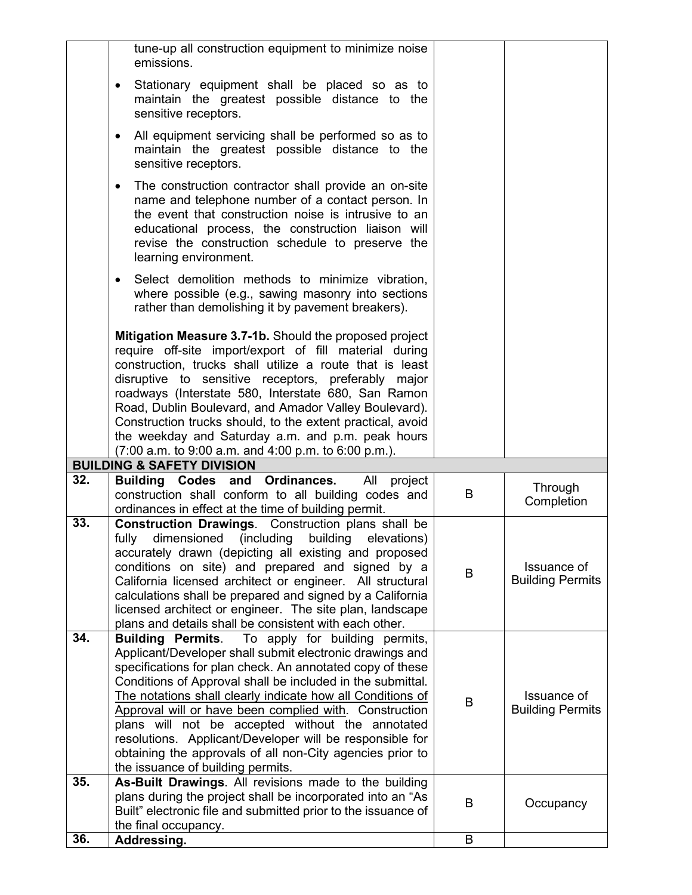| | | | |
|---|---|---|---|
| | tune-up all construction equipment to minimize noise emissions.<br>• Stationary equipment shall be placed so as to maintain the greatest possible distance to the sensitive receptors.<br>• All equipment servicing shall be performed so as to maintain the greatest possible distance to the sensitive receptors.<br>• The construction contractor shall provide an on-site name and telephone number of a contact person. In the event that construction noise is intrusive to an educational process, the construction liaison will revise the construction schedule to preserve the learning environment.<br>• Select demolition methods to minimize vibration, where possible (e.g., sawing masonry into sections rather than demolishing it by pavement breakers).<br><br>**Mitigation Measure 3.7-1b.** Should the proposed project require off-site import/export of fill material during construction, trucks shall utilize a route that is least disruptive to sensitive receptors, preferably major roadways (Interstate 580, Interstate 680, San Ramon Road, Dublin Boulevard, and Amador Valley Boulevard). Construction trucks should, to the extent practical, avoid the weekday and Saturday a.m. and p.m. peak hours (7:00 a.m. to 9:00 a.m. and 4:00 p.m. to 6:00 p.m.). | | |
| **BUILDING & SAFETY DIVISION** | | | |
| **32.** | **Building Codes and Ordinances.** All project construction shall conform to all building codes and ordinances in effect at the time of building permit. | B | Through Completion |
| **33.** | **Construction Drawings**. Construction plans shall be fully dimensioned (including building elevations) accurately drawn (depicting all existing and proposed conditions on site) and prepared and signed by a California licensed architect or engineer. All structural calculations shall be prepared and signed by a California licensed architect or engineer. The site plan, landscape plans and details shall be consistent with each other. | B | Issuance of Building Permits |
| **34.** | **Building Permits**. To apply for building permits, Applicant/Developer shall submit electronic drawings and specifications for plan check. An annotated copy of these Conditions of Approval shall be included in the submittal. <u>The notations shall clearly indicate how all Conditions of Approval will or have been complied with</u>. Construction plans will not be accepted without the annotated resolutions. Applicant/Developer will be responsible for obtaining the approvals of all non-City agencies prior to the issuance of building permits. | B | Issuance of Building Permits |
| **35.** | **As-Built Drawings**. All revisions made to the building plans during the project shall be incorporated into an "As Built" electronic file and submitted prior to the issuance of the final occupancy. | B | Occupancy |
| **36.** | **Addressing.** | B | |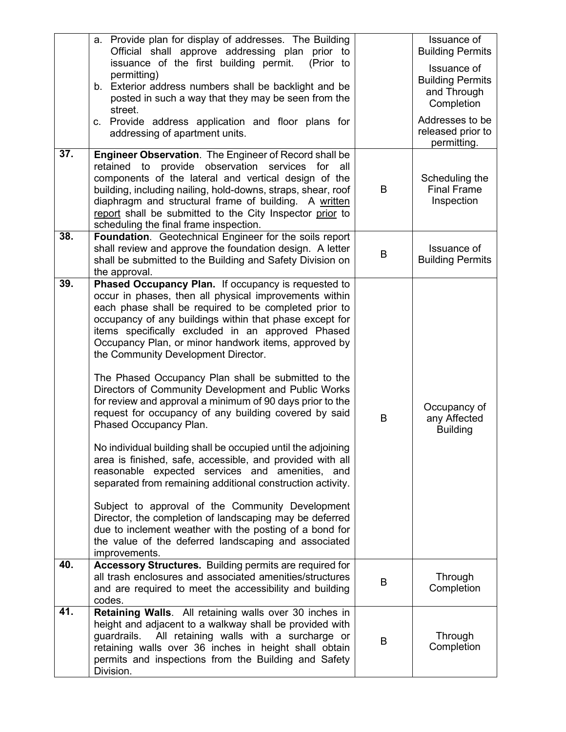| | | | |
|---|---|---|---|
| | a. Provide plan for display of addresses. The Building Official shall approve addressing plan prior to issuance of the first building permit. (Prior to permitting)<br>b. Exterior address numbers shall be backlight and be posted in such a way that they may be seen from the street.<br>c. Provide address application and floor plans for addressing of apartment units. | | Issuance of Building Permits<br>Issuance of Building Permits and Through Completion<br>Addresses to be released prior to permitting. |
| **37.** | **Engineer Observation**. The Engineer of Record shall be retained to provide observation services for all components of the lateral and vertical design of the building, including nailing, hold-downs, straps, shear, roof diaphragm and structural frame of building. A <u>written report</u> shall be submitted to the City Inspector <u>prior</u> to scheduling the final frame inspection. | B | Scheduling the Final Frame Inspection |
| **38.** | **Foundation**. Geotechnical Engineer for the soils report shall review and approve the foundation design. A letter shall be submitted to the Building and Safety Division on the approval. | B | Issuance of Building Permits |
| **39.** | **Phased Occupancy Plan.** If occupancy is requested to occur in phases, then all physical improvements within each phase shall be required to be completed prior to occupancy of any buildings within that phase except for items specifically excluded in an approved Phased Occupancy Plan, or minor handwork items, approved by the Community Development Director.<br><br>The Phased Occupancy Plan shall be submitted to the Directors of Community Development and Public Works for review and approval a minimum of 90 days prior to the request for occupancy of any building covered by said Phased Occupancy Plan.<br><br>No individual building shall be occupied until the adjoining area is finished, safe, accessible, and provided with all reasonable expected services and amenities, and separated from remaining additional construction activity.<br><br>Subject to approval of the Community Development Director, the completion of landscaping may be deferred due to inclement weather with the posting of a bond for the value of the deferred landscaping and associated improvements. | B | Occupancy of any Affected Building |
| **40.** | **Accessory Structures.** Building permits are required for all trash enclosures and associated amenities/structures and are required to meet the accessibility and building codes. | B | Through Completion |
| **41.** | **Retaining Walls**. All retaining walls over 30 inches in height and adjacent to a walkway shall be provided with guardrails. All retaining walls with a surcharge or retaining walls over 36 inches in height shall obtain permits and inspections from the Building and Safety Division. | B | Through Completion |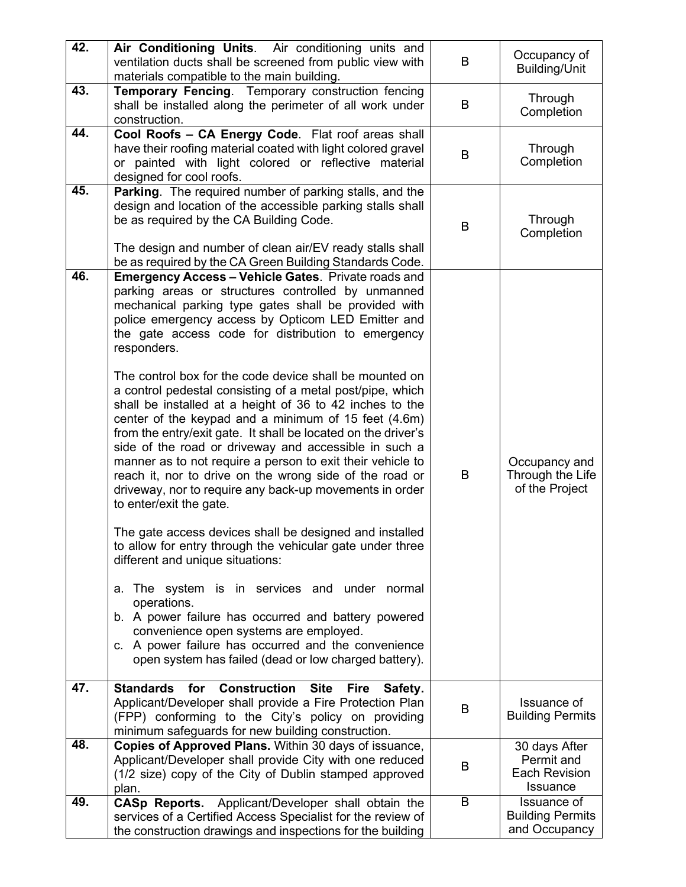| | | | |
|---|---|---|---|
| 42. | **Air Conditioning Units**. Air conditioning units and ventilation ducts shall be screened from public view with materials compatible to the main building. | B | Occupancy of Building/Unit |
| 43. | **Temporary Fencing**. Temporary construction fencing shall be installed along the perimeter of all work under construction. | B | Through Completion |
| 44. | **Cool Roofs – CA Energy Code**. Flat roof areas shall have their roofing material coated with light colored gravel or painted with light colored or reflective material designed for cool roofs. | B | Through Completion |
| 45. | **Parking**. The required number of parking stalls, and the design and location of the accessible parking stalls shall be as required by the CA Building Code.<br><br>The design and number of clean air/EV ready stalls shall be as required by the CA Green Building Standards Code. | B | Through Completion |
| 46. | **Emergency Access – Vehicle Gates**. Private roads and parking areas or structures controlled by unmanned mechanical parking type gates shall be provided with police emergency access by Opticom LED Emitter and the gate access code for distribution to emergency responders.<br><br>The control box for the code device shall be mounted on a control pedestal consisting of a metal post/pipe, which shall be installed at a height of 36 to 42 inches to the center of the keypad and a minimum of 15 feet (4.6m) from the entry/exit gate. It shall be located on the driver's side of the road or driveway and accessible in such a manner as to not require a person to exit their vehicle to reach it, nor to drive on the wrong side of the road or driveway, nor to require any back-up movements in order to enter/exit the gate.<br><br>The gate access devices shall be designed and installed to allow for entry through the vehicular gate under three different and unique situations:<br><br>a. The system is in services and under normal operations.<br>b. A power failure has occurred and battery powered convenience open systems are employed.<br>c. A power failure has occurred and the convenience open system has failed (dead or low charged battery). | B | Occupancy and Through the Life of the Project |
| 47. | **Standards for Construction Site Fire Safety.** Applicant/Developer shall provide a Fire Protection Plan (FPP) conforming to the City's policy on providing minimum safeguards for new building construction. | B | Issuance of Building Permits |
| 48. | **Copies of Approved Plans.** Within 30 days of issuance, Applicant/Developer shall provide City with one reduced (1/2 size) copy of the City of Dublin stamped approved plan. | B | 30 days After Permit and Each Revision Issuance |
| 49. | **CASp Reports.** Applicant/Developer shall obtain the services of a Certified Access Specialist for the review of the construction drawings and inspections for the building | B | Issuance of Building Permits and Occupancy |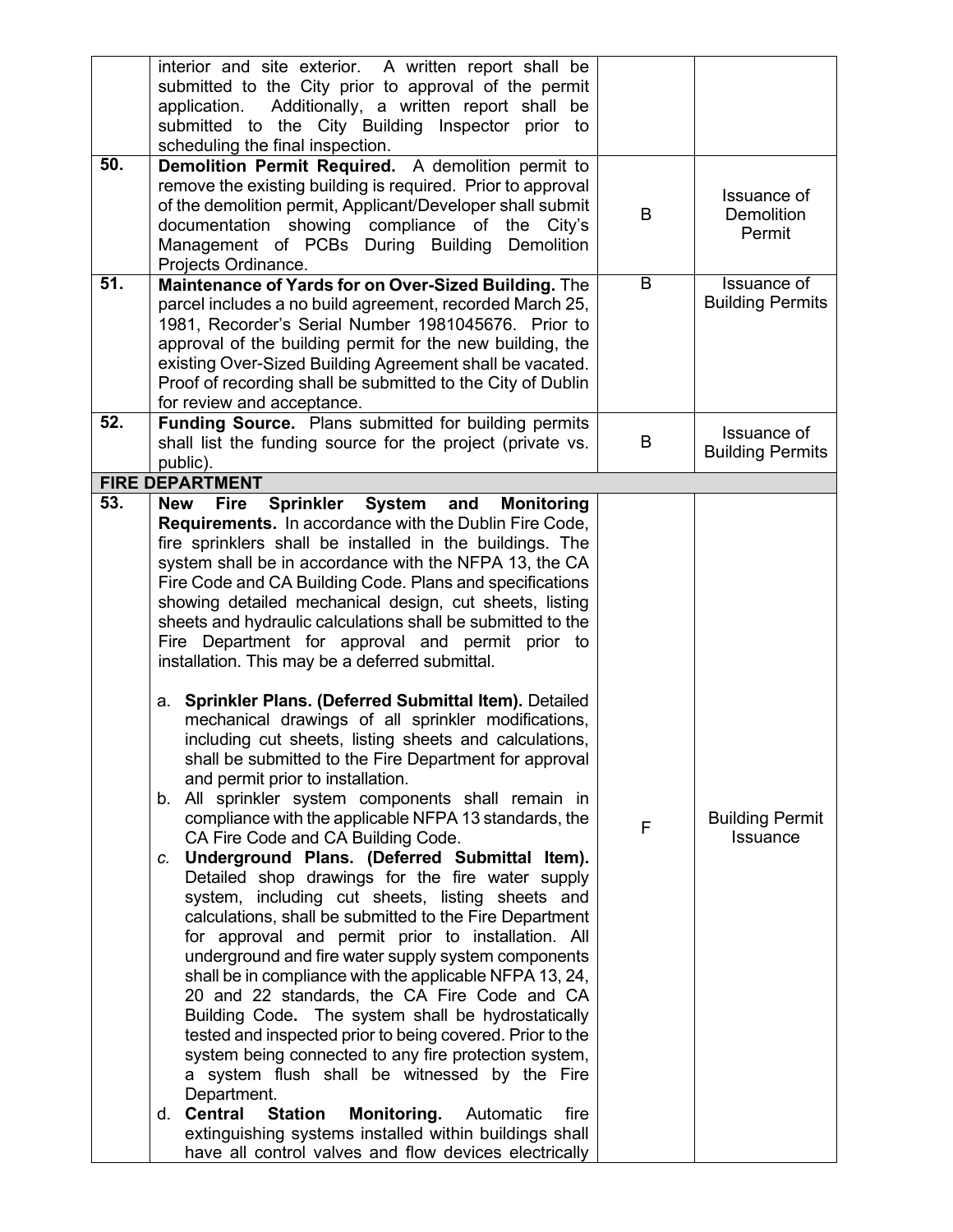| | | | |
|---|---|---|---|
| | interior and site exterior. A written report shall be submitted to the City prior to approval of the permit application. Additionally, a written report shall be submitted to the City Building Inspector prior to scheduling the final inspection. | | |
| **50.** | **Demolition Permit Required.** A demolition permit to remove the existing building is required. Prior to approval of the demolition permit, Applicant/Developer shall submit documentation showing compliance of the City's Management of PCBs During Building Demolition Projects Ordinance. | B | Issuance of Demolition Permit |
| **51.** | **Maintenance of Yards for on Over-Sized Building.** The parcel includes a no build agreement, recorded March 25, 1981, Recorder's Serial Number 1981045676. Prior to approval of the building permit for the new building, the existing Over-Sized Building Agreement shall be vacated. Proof of recording shall be submitted to the City of Dublin for review and acceptance. | B | Issuance of Building Permits |
| **52.** | **Funding Source.** Plans submitted for building permits shall list the funding source for the project (private vs. public). | B | Issuance of Building Permits |
| **FIRE DEPARTMENT** | | | |
| **53.** | **New Fire Sprinkler System and Monitoring Requirements.** In accordance with the Dublin Fire Code, fire sprinklers shall be installed in the buildings. The system shall be in accordance with the NFPA 13, the CA Fire Code and CA Building Code. Plans and specifications showing detailed mechanical design, cut sheets, listing sheets and hydraulic calculations shall be submitted to the Fire Department for approval and permit prior to installation. This may be a deferred submittal.<br><br>a. **Sprinkler Plans. (Deferred Submittal Item).** Detailed mechanical drawings of all sprinkler modifications, including cut sheets, listing sheets and calculations, shall be submitted to the Fire Department for approval and permit prior to installation.<br>b. All sprinkler system components shall remain in compliance with the applicable NFPA 13 standards, the CA Fire Code and CA Building Code.<br>c. **Underground Plans. (Deferred Submittal Item).** Detailed shop drawings for the fire water supply system, including cut sheets, listing sheets and calculations, shall be submitted to the Fire Department for approval and permit prior to installation. All underground and fire water supply system components shall be in compliance with the applicable NFPA 13, 24, 20 and 22 standards, the CA Fire Code and CA Building Code. The system shall be hydrostatically tested and inspected prior to being covered. Prior to the system being connected to any fire protection system, a system flush shall be witnessed by the Fire Department.<br>d. **Central Station Monitoring.** Automatic fire extinguishing systems installed within buildings shall have all control valves and flow devices electrically | F | Building Permit Issuance |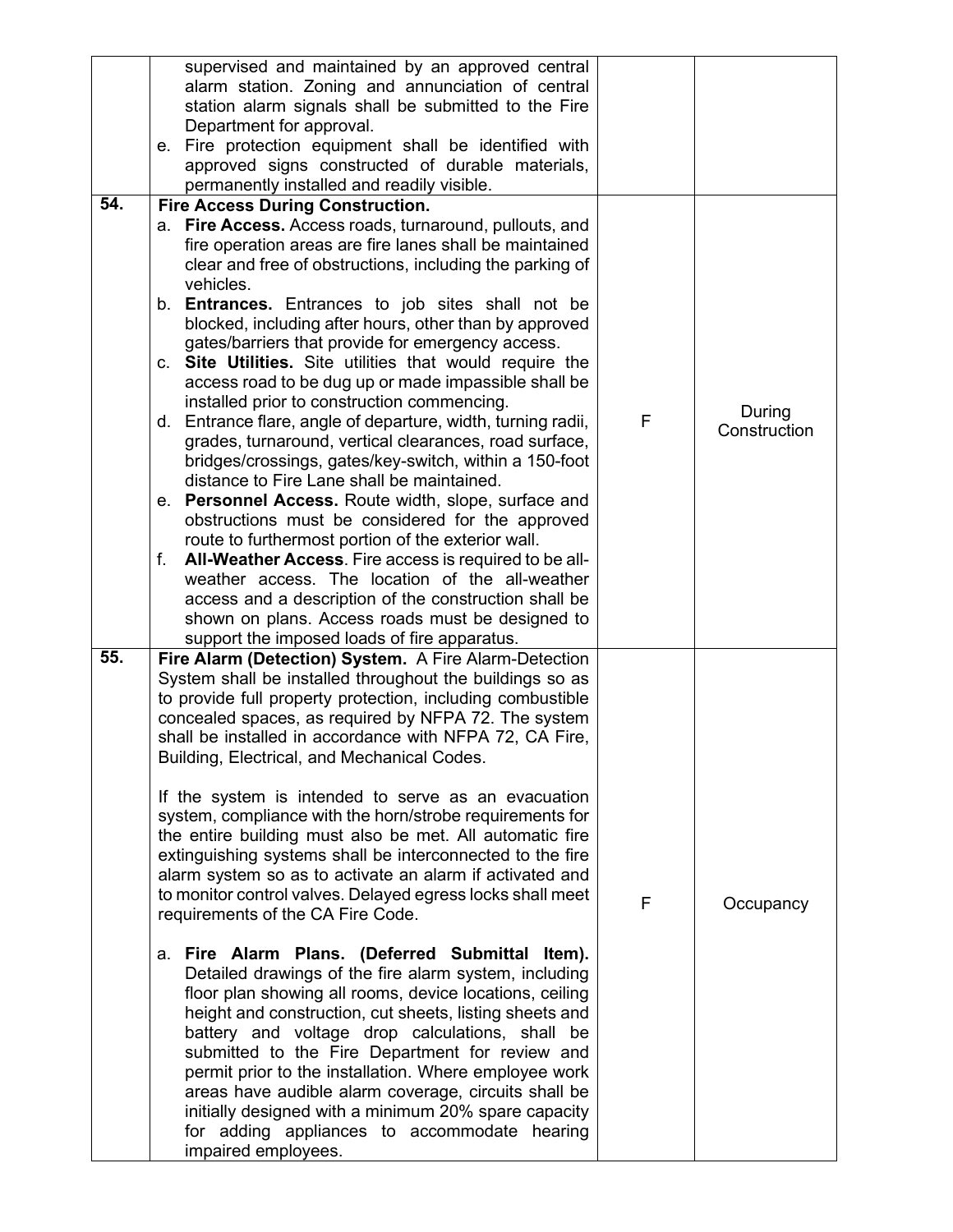| | | | |
|---|---|---|---|
| | supervised and maintained by an approved central alarm station. Zoning and annunciation of central station alarm signals shall be submitted to the Fire Department for approval.<br>e. Fire protection equipment shall be identified with approved signs constructed of durable materials, permanently installed and readily visible. | | |
| **54.** | **Fire Access During Construction.**<br>a. **Fire Access.** Access roads, turnaround, pullouts, and fire operation areas are fire lanes shall be maintained clear and free of obstructions, including the parking of vehicles.<br>b. **Entrances.** Entrances to job sites shall not be blocked, including after hours, other than by approved gates/barriers that provide for emergency access.<br>c. **Site Utilities.** Site utilities that would require the access road to be dug up or made impassible shall be installed prior to construction commencing.<br>d. Entrance flare, angle of departure, width, turning radii, grades, turnaround, vertical clearances, road surface, bridges/crossings, gates/key-switch, within a 150-foot distance to Fire Lane shall be maintained.<br>e. **Personnel Access.** Route width, slope, surface and obstructions must be considered for the approved route to furthermost portion of the exterior wall.<br>f. **All-Weather Access**. Fire access is required to be all-weather access. The location of the all-weather access and a description of the construction shall be shown on plans. Access roads must be designed to support the imposed loads of fire apparatus. | F | During Construction |
| **55.** | **Fire Alarm (Detection) System.** A Fire Alarm-Detection System shall be installed throughout the buildings so as to provide full property protection, including combustible concealed spaces, as required by NFPA 72. The system shall be installed in accordance with NFPA 72, CA Fire, Building, Electrical, and Mechanical Codes.<br><br>If the system is intended to serve as an evacuation system, compliance with the horn/strobe requirements for the entire building must also be met. All automatic fire extinguishing systems shall be interconnected to the fire alarm system so as to activate an alarm if activated and to monitor control valves. Delayed egress locks shall meet requirements of the CA Fire Code.<br><br>a. **Fire Alarm Plans. (Deferred Submittal Item).** Detailed drawings of the fire alarm system, including floor plan showing all rooms, device locations, ceiling height and construction, cut sheets, listing sheets and battery and voltage drop calculations, shall be submitted to the Fire Department for review and permit prior to the installation. Where employee work areas have audible alarm coverage, circuits shall be initially designed with a minimum 20% spare capacity for adding appliances to accommodate hearing impaired employees. | F | Occupancy |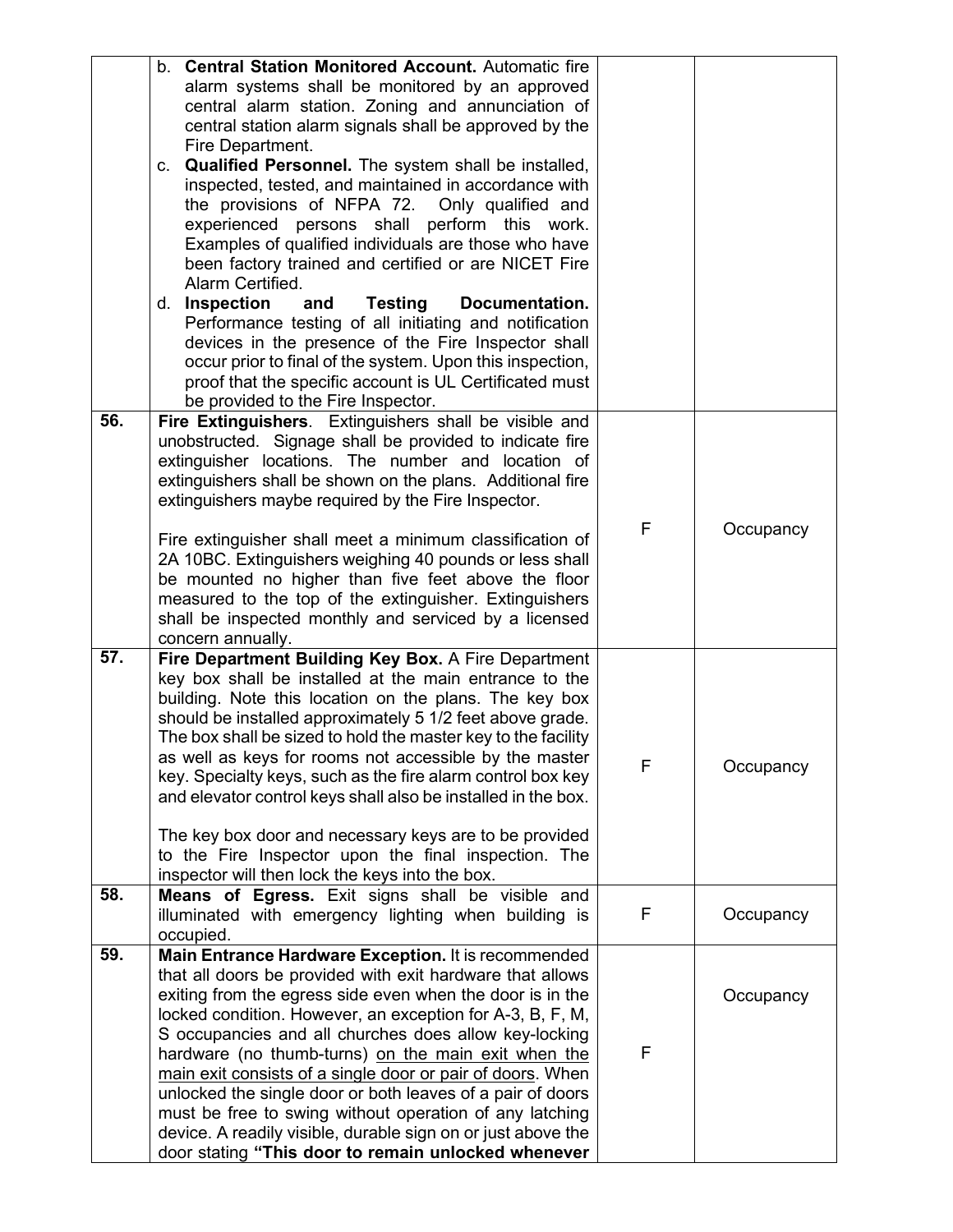| | | | |
|---|---|---|---|
| | b. **Central Station Monitored Account.** Automatic fire alarm systems shall be monitored by an approved central alarm station. Zoning and annunciation of central station alarm signals shall be approved by the Fire Department.<br>c. **Qualified Personnel.** The system shall be installed, inspected, tested, and maintained in accordance with the provisions of NFPA 72. Only qualified and experienced persons shall perform this work. Examples of qualified individuals are those who have been factory trained and certified or are NICET Fire Alarm Certified.<br>d. **Inspection and Testing Documentation.** Performance testing of all initiating and notification devices in the presence of the Fire Inspector shall occur prior to final of the system. Upon this inspection, proof that the specific account is UL Certificated must be provided to the Fire Inspector. | | |
| **56.** | **Fire Extinguishers**. Extinguishers shall be visible and unobstructed. Signage shall be provided to indicate fire extinguisher locations. The number and location of extinguishers shall be shown on the plans. Additional fire extinguishers maybe required by the Fire Inspector.<br><br>Fire extinguisher shall meet a minimum classification of 2A 10BC. Extinguishers weighing 40 pounds or less shall be mounted no higher than five feet above the floor measured to the top of the extinguisher. Extinguishers shall be inspected monthly and serviced by a licensed concern annually. | F | Occupancy |
| **57.** | **Fire Department Building Key Box.** A Fire Department key box shall be installed at the main entrance to the building. Note this location on the plans. The key box should be installed approximately 5 1/2 feet above grade. The box shall be sized to hold the master key to the facility as well as keys for rooms not accessible by the master key. Specialty keys, such as the fire alarm control box key and elevator control keys shall also be installed in the box.<br><br>The key box door and necessary keys are to be provided to the Fire Inspector upon the final inspection. The inspector will then lock the keys into the box. | F | Occupancy |
| **58.** | **Means of Egress.** Exit signs shall be visible and illuminated with emergency lighting when building is occupied. | F | Occupancy |
| **59.** | **Main Entrance Hardware Exception.** It is recommended that all doors be provided with exit hardware that allows exiting from the egress side even when the door is in the locked condition. However, an exception for A-3, B, F, M, S occupancies and all churches does allow key-locking hardware (no thumb-turns) on the main exit when the main exit consists of a single door or pair of doors. When unlocked the single door or both leaves of a pair of doors must be free to swing without operation of any latching device. A readily visible, durable sign on or just above the door stating **"This door to remain unlocked whenever** | F | Occupancy |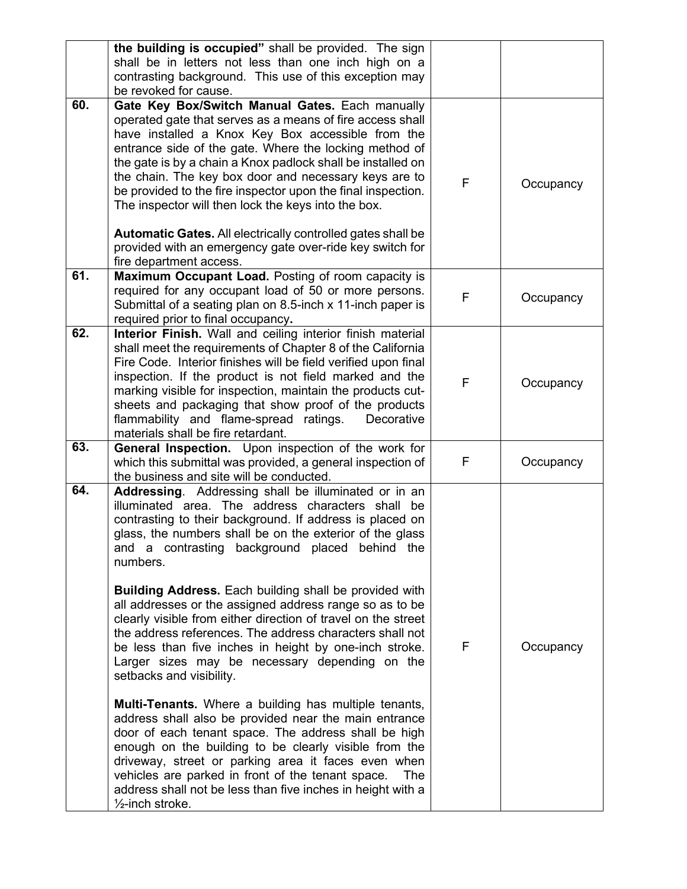| | | | |
|---|---|---|---|
| | **the building is occupied"** shall be provided. The sign shall be in letters not less than one inch high on a contrasting background. This use of this exception may be revoked for cause. | | |
| **60.** | **Gate Key Box/Switch Manual Gates.** Each manually operated gate that serves as a means of fire access shall have installed a Knox Key Box accessible from the entrance side of the gate. Where the locking method of the gate is by a chain a Knox padlock shall be installed on the chain. The key box door and necessary keys are to be provided to the fire inspector upon the final inspection. The inspector will then lock the keys into the box.<br><br>**Automatic Gates.** All electrically controlled gates shall be provided with an emergency gate over-ride key switch for fire department access. | F | Occupancy |
| **61.** | **Maximum Occupant Load.** Posting of room capacity is required for any occupant load of 50 or more persons. Submittal of a seating plan on 8.5-inch x 11-inch paper is required prior to final occupancy**.** | F | Occupancy |
| **62.** | **Interior Finish.** Wall and ceiling interior finish material shall meet the requirements of Chapter 8 of the California Fire Code. Interior finishes will be field verified upon final inspection. If the product is not field marked and the marking visible for inspection, maintain the products cut-sheets and packaging that show proof of the products flammability and flame-spread ratings. Decorative materials shall be fire retardant. | F | Occupancy |
| **63.** | **General Inspection.** Upon inspection of the work for which this submittal was provided, a general inspection of the business and site will be conducted. | F | Occupancy |
| **64.** | **Addressing**. Addressing shall be illuminated or in an illuminated area. The address characters shall be contrasting to their background. If address is placed on glass, the numbers shall be on the exterior of the glass and a contrasting background placed behind the numbers.<br><br>**Building Address.** Each building shall be provided with all addresses or the assigned address range so as to be clearly visible from either direction of travel on the street the address references. The address characters shall not be less than five inches in height by one-inch stroke. Larger sizes may be necessary depending on the setbacks and visibility.<br><br>**Multi-Tenants.** Where a building has multiple tenants, address shall also be provided near the main entrance door of each tenant space. The address shall be high enough on the building to be clearly visible from the driveway, street or parking area it faces even when vehicles are parked in front of the tenant space. The address shall not be less than five inches in height with a ½-inch stroke. | F | Occupancy |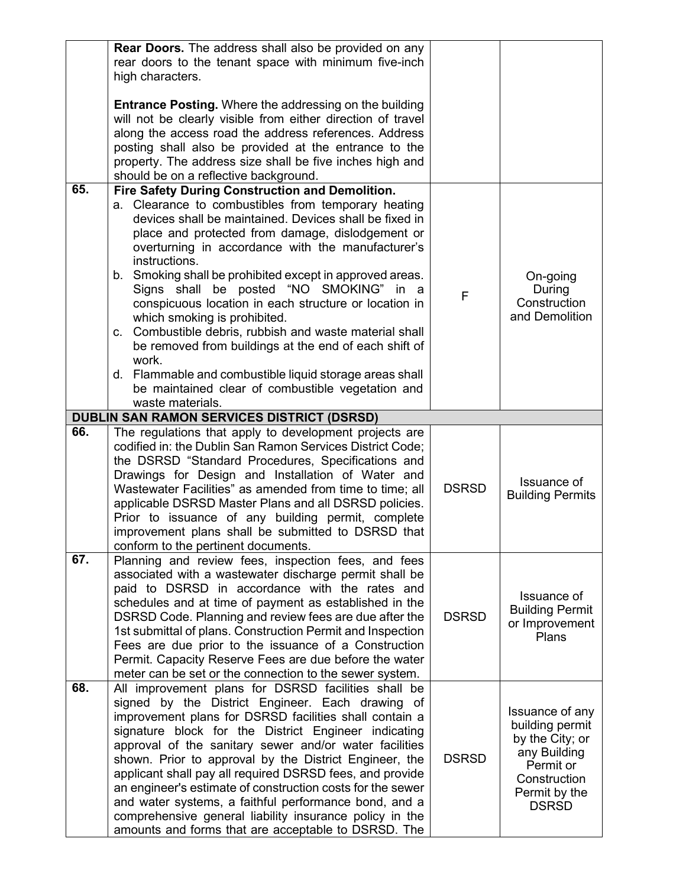| | | | |
|---|---|---|---|
| | **Rear Doors.** The address shall also be provided on any rear doors to the tenant space with minimum five-inch high characters.<br><br>**Entrance Posting.** Where the addressing on the building will not be clearly visible from either direction of travel along the access road the address references. Address posting shall also be provided at the entrance to the property. The address size shall be five inches high and should be on a reflective background. | | |
| **65.** | **Fire Safety During Construction and Demolition.**<br>a. Clearance to combustibles from temporary heating devices shall be maintained. Devices shall be fixed in place and protected from damage, dislodgement or overturning in accordance with the manufacturer's instructions.<br>b. Smoking shall be prohibited except in approved areas. Signs shall be posted "NO SMOKING" in a conspicuous location in each structure or location in which smoking is prohibited.<br>c. Combustible debris, rubbish and waste material shall be removed from buildings at the end of each shift of work.<br>d. Flammable and combustible liquid storage areas shall be maintained clear of combustible vegetation and waste materials. | F | On-going During Construction and Demolition |
| **DUBLIN SAN RAMON SERVICES DISTRICT (DSRSD)** | | | |
| **66.** | The regulations that apply to development projects are codified in: the Dublin San Ramon Services District Code; the DSRSD "Standard Procedures, Specifications and Drawings for Design and Installation of Water and Wastewater Facilities" as amended from time to time; all applicable DSRSD Master Plans and all DSRSD policies. Prior to issuance of any building permit, complete improvement plans shall be submitted to DSRSD that conform to the pertinent documents. | DSRSD | Issuance of Building Permits |
| **67.** | Planning and review fees, inspection fees, and fees associated with a wastewater discharge permit shall be paid to DSRSD in accordance with the rates and schedules and at time of payment as established in the DSRSD Code. Planning and review fees are due after the 1st submittal of plans. Construction Permit and Inspection Fees are due prior to the issuance of a Construction Permit. Capacity Reserve Fees are due before the water meter can be set or the connection to the sewer system. | DSRSD | Issuance of Building Permit or Improvement Plans |
| **68.** | All improvement plans for DSRSD facilities shall be signed by the District Engineer. Each drawing of improvement plans for DSRSD facilities shall contain a signature block for the District Engineer indicating approval of the sanitary sewer and/or water facilities shown. Prior to approval by the District Engineer, the applicant shall pay all required DSRSD fees, and provide an engineer's estimate of construction costs for the sewer and water systems, a faithful performance bond, and a comprehensive general liability insurance policy in the amounts and forms that are acceptable to DSRSD. The | DSRSD | Issuance of any building permit by the City; or any Building Permit or Construction Permit by the DSRSD |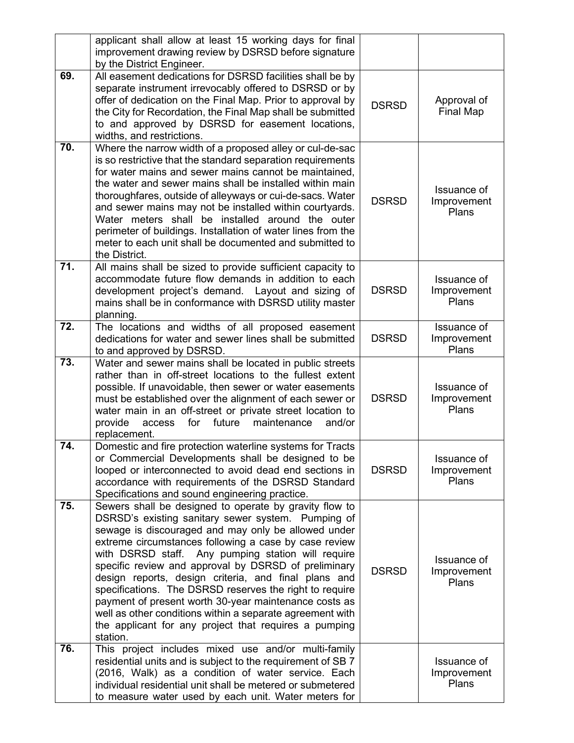| | | | |
|---|---|---|---|
| | applicant shall allow at least 15 working days for final improvement drawing review by DSRSD before signature by the District Engineer. | | |
| **69.** | All easement dedications for DSRSD facilities shall be by separate instrument irrevocably offered to DSRSD or by offer of dedication on the Final Map. Prior to approval by the City for Recordation, the Final Map shall be submitted to and approved by DSRSD for easement locations, widths, and restrictions. | DSRSD | Approval of Final Map |
| **70.** | Where the narrow width of a proposed alley or cul-de-sac is so restrictive that the standard separation requirements for water mains and sewer mains cannot be maintained, the water and sewer mains shall be installed within main thoroughfares, outside of alleyways or cui-de-sacs. Water and sewer mains may not be installed within courtyards. Water meters shall be installed around the outer perimeter of buildings. Installation of water lines from the meter to each unit shall be documented and submitted to the District. | DSRSD | Issuance of Improvement Plans |
| **71.** | All mains shall be sized to provide sufficient capacity to accommodate future flow demands in addition to each development project's demand. Layout and sizing of mains shall be in conformance with DSRSD utility master planning. | DSRSD | Issuance of Improvement Plans |
| **72.** | The locations and widths of all proposed easement dedications for water and sewer lines shall be submitted to and approved by DSRSD. | DSRSD | Issuance of Improvement Plans |
| **73.** | Water and sewer mains shall be located in public streets rather than in off-street locations to the fullest extent possible. If unavoidable, then sewer or water easements must be established over the alignment of each sewer or water main in an off-street or private street location to provide access for future maintenance and/or replacement. | DSRSD | Issuance of Improvement Plans |
| **74.** | Domestic and fire protection waterline systems for Tracts or Commercial Developments shall be designed to be looped or interconnected to avoid dead end sections in accordance with requirements of the DSRSD Standard Specifications and sound engineering practice. | DSRSD | Issuance of Improvement Plans |
| **75.** | Sewers shall be designed to operate by gravity flow to DSRSD's existing sanitary sewer system. Pumping of sewage is discouraged and may only be allowed under extreme circumstances following a case by case review with DSRSD staff. Any pumping station will require specific review and approval by DSRSD of preliminary design reports, design criteria, and final plans and specifications. The DSRSD reserves the right to require payment of present worth 30-year maintenance costs as well as other conditions within a separate agreement with the applicant for any project that requires a pumping station. | DSRSD | Issuance of Improvement Plans |
| **76.** | This project includes mixed use and/or multi-family residential units and is subject to the requirement of SB 7 (2016, Walk) as a condition of water service. Each individual residential unit shall be metered or submetered to measure water used by each unit. Water meters for | | Issuance of Improvement Plans |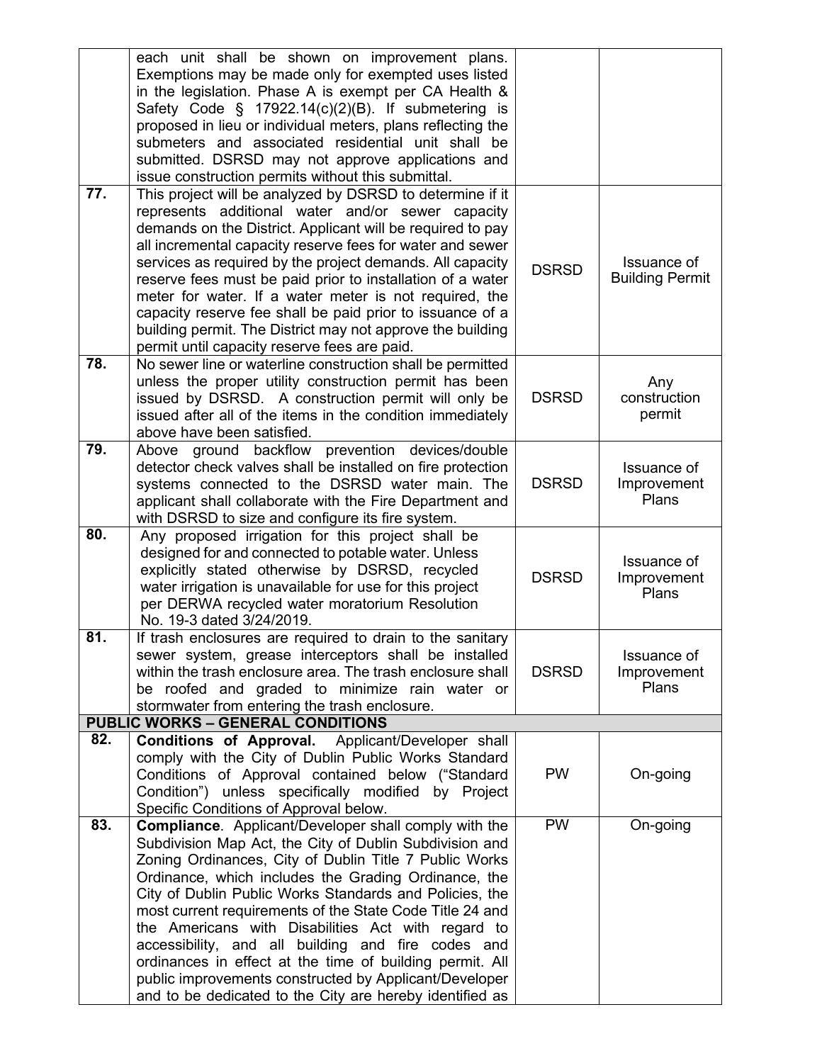| | | | |
|---|---|---|---|
| | each unit shall be shown on improvement plans. Exemptions may be made only for exempted uses listed in the legislation. Phase A is exempt per CA Health & Safety Code § 17922.14(c)(2)(B). If submetering is proposed in lieu or individual meters, plans reflecting the submeters and associated residential unit shall be submitted. DSRSD may not approve applications and issue construction permits without this submittal. | | |
| **77.** | This project will be analyzed by DSRSD to determine if it represents additional water and/or sewer capacity demands on the District. Applicant will be required to pay all incremental capacity reserve fees for water and sewer services as required by the project demands. All capacity reserve fees must be paid prior to installation of a water meter for water. If a water meter is not required, the capacity reserve fee shall be paid prior to issuance of a building permit. The District may not approve the building permit until capacity reserve fees are paid. | DSRSD | Issuance of Building Permit |
| **78.** | No sewer line or waterline construction shall be permitted unless the proper utility construction permit has been issued by DSRSD. A construction permit will only be issued after all of the items in the condition immediately above have been satisfied. | DSRSD | Any construction permit |
| **79.** | Above ground backflow prevention devices/double detector check valves shall be installed on fire protection systems connected to the DSRSD water main. The applicant shall collaborate with the Fire Department and with DSRSD to size and configure its fire system. | DSRSD | Issuance of Improvement Plans |
| **80.** | Any proposed irrigation for this project shall be designed for and connected to potable water. Unless explicitly stated otherwise by DSRSD, recycled water irrigation is unavailable for use for this project per DERWA recycled water moratorium Resolution No. 19-3 dated 3/24/2019. | DSRSD | Issuance of Improvement Plans |
| **81.** | If trash enclosures are required to drain to the sanitary sewer system, grease interceptors shall be installed within the trash enclosure area. The trash enclosure shall be roofed and graded to minimize rain water or stormwater from entering the trash enclosure. | DSRSD | Issuance of Improvement Plans |
| **PUBLIC WORKS – GENERAL CONDITIONS** | | | |
| **82.** | **Conditions of Approval.** Applicant/Developer shall comply with the City of Dublin Public Works Standard Conditions of Approval contained below ("Standard Condition") unless specifically modified by Project Specific Conditions of Approval below. | PW | On-going |
| **83.** | **Compliance**. Applicant/Developer shall comply with the Subdivision Map Act, the City of Dublin Subdivision and Zoning Ordinances, City of Dublin Title 7 Public Works Ordinance, which includes the Grading Ordinance, the City of Dublin Public Works Standards and Policies, the most current requirements of the State Code Title 24 and the Americans with Disabilities Act with regard to accessibility, and all building and fire codes and ordinances in effect at the time of building permit. All public improvements constructed by Applicant/Developer and to be dedicated to the City are hereby identified as | PW | On-going |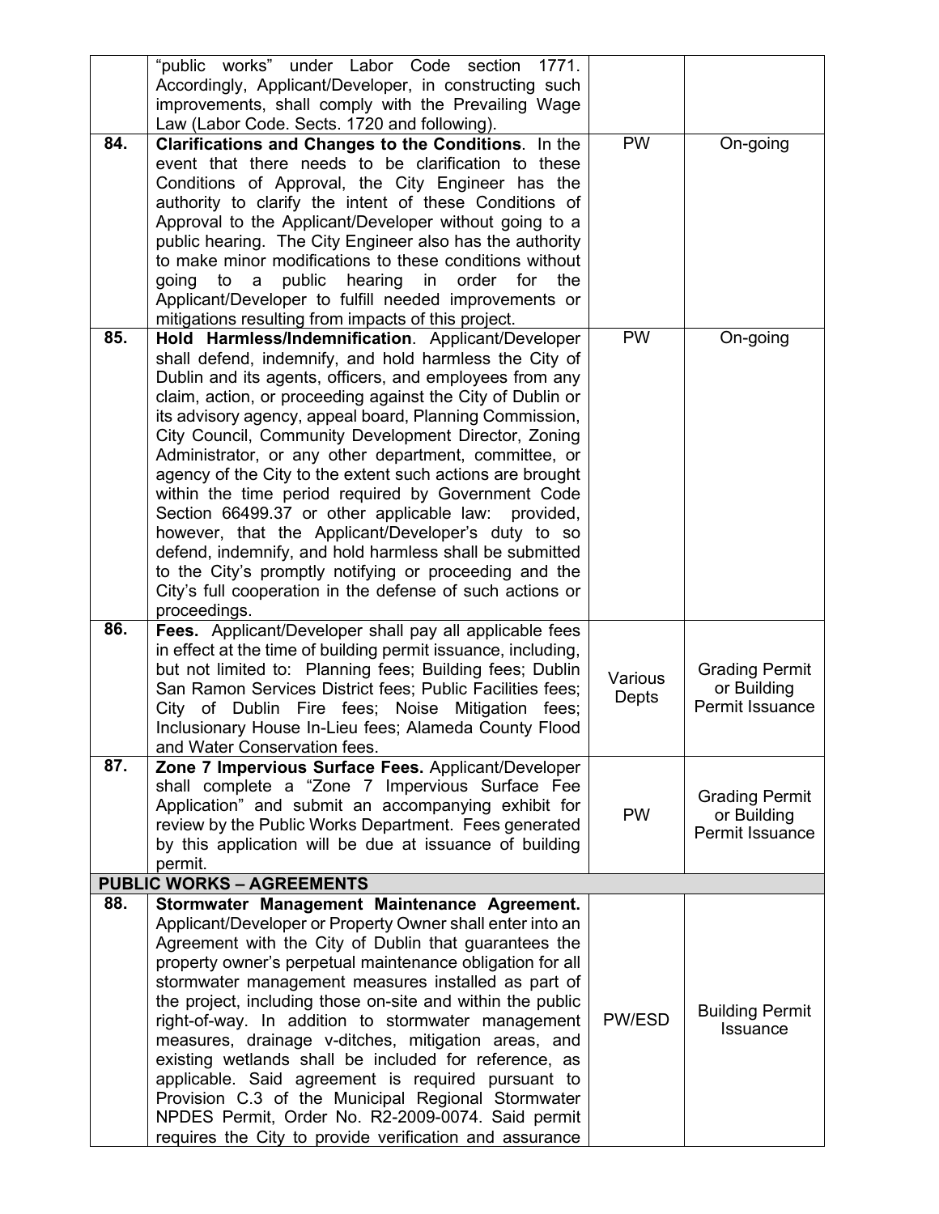| | | | |
|---|---|---|---|
| | "public works" under Labor Code section 1771. Accordingly, Applicant/Developer, in constructing such improvements, shall comply with the Prevailing Wage Law (Labor Code. Sects. 1720 and following). | | |
| **84.** | **Clarifications and Changes to the Conditions**. In the event that there needs to be clarification to these Conditions of Approval, the City Engineer has the authority to clarify the intent of these Conditions of Approval to the Applicant/Developer without going to a public hearing. The City Engineer also has the authority to make minor modifications to these conditions without going to a public hearing in order for the Applicant/Developer to fulfill needed improvements or mitigations resulting from impacts of this project. | PW | On-going |
| **85.** | **Hold Harmless/Indemnification**. Applicant/Developer shall defend, indemnify, and hold harmless the City of Dublin and its agents, officers, and employees from any claim, action, or proceeding against the City of Dublin or its advisory agency, appeal board, Planning Commission, City Council, Community Development Director, Zoning Administrator, or any other department, committee, or agency of the City to the extent such actions are brought within the time period required by Government Code Section 66499.37 or other applicable law: provided, however, that the Applicant/Developer's duty to so defend, indemnify, and hold harmless shall be submitted to the City's promptly notifying or proceeding and the City's full cooperation in the defense of such actions or proceedings. | PW | On-going |
| **86.** | **Fees.** Applicant/Developer shall pay all applicable fees in effect at the time of building permit issuance, including, but not limited to: Planning fees; Building fees; Dublin San Ramon Services District fees; Public Facilities fees; City of Dublin Fire fees; Noise Mitigation fees; Inclusionary House In-Lieu fees; Alameda County Flood and Water Conservation fees. | Various Depts | Grading Permit or Building Permit Issuance |
| **87.** | **Zone 7 Impervious Surface Fees.** Applicant/Developer shall complete a "Zone 7 Impervious Surface Fee Application" and submit an accompanying exhibit for review by the Public Works Department. Fees generated by this application will be due at issuance of building permit. | PW | Grading Permit or Building Permit Issuance |
| **PUBLIC WORKS – AGREEMENTS** | | | |
| **88.** | **Stormwater Management Maintenance Agreement.** Applicant/Developer or Property Owner shall enter into an Agreement with the City of Dublin that guarantees the property owner's perpetual maintenance obligation for all stormwater management measures installed as part of the project, including those on-site and within the public right-of-way. In addition to stormwater management measures, drainage v-ditches, mitigation areas, and existing wetlands shall be included for reference, as applicable. Said agreement is required pursuant to Provision C.3 of the Municipal Regional Stormwater NPDES Permit, Order No. R2-2009-0074. Said permit requires the City to provide verification and assurance | PW/ESD | Building Permit Issuance |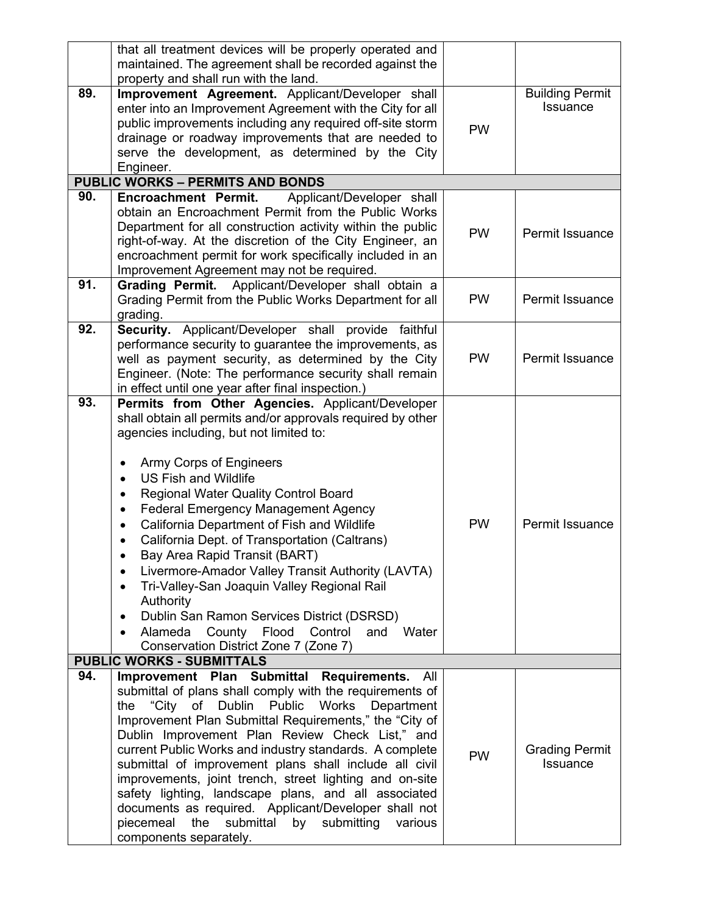| | | | |
|---|---|---|---|
| | that all treatment devices will be properly operated and maintained. The agreement shall be recorded against the property and shall run with the land. | | |
| **89.** | **Improvement Agreement.** Applicant/Developer shall enter into an Improvement Agreement with the City for all public improvements including any required off-site storm drainage or roadway improvements that are needed to serve the development, as determined by the City Engineer. | PW | Building Permit Issuance |
| **PUBLIC WORKS – PERMITS AND BONDS** | | | |
| **90.** | **Encroachment Permit.** Applicant/Developer shall obtain an Encroachment Permit from the Public Works Department for all construction activity within the public right-of-way. At the discretion of the City Engineer, an encroachment permit for work specifically included in an Improvement Agreement may not be required. | PW | Permit Issuance |
| **91.** | **Grading Permit.** Applicant/Developer shall obtain a Grading Permit from the Public Works Department for all grading. | PW | Permit Issuance |
| **92.** | **Security.** Applicant/Developer shall provide faithful performance security to guarantee the improvements, as well as payment security, as determined by the City Engineer. (Note: The performance security shall remain in effect until one year after final inspection.) | PW | Permit Issuance |
| **93.** | **Permits from Other Agencies.** Applicant/Developer shall obtain all permits and/or approvals required by other agencies including, but not limited to:<br><br>• Army Corps of Engineers<br>• US Fish and Wildlife<br>• Regional Water Quality Control Board<br>• Federal Emergency Management Agency<br>• California Department of Fish and Wildlife<br>• California Dept. of Transportation (Caltrans)<br>• Bay Area Rapid Transit (BART)<br>• Livermore-Amador Valley Transit Authority (LAVTA)<br>• Tri-Valley-San Joaquin Valley Regional Rail Authority<br>• Dublin San Ramon Services District (DSRSD)<br>• Alameda County Flood Control and Water Conservation District Zone 7 (Zone 7) | PW | Permit Issuance |
| **PUBLIC WORKS - SUBMITTALS** | | | |
| **94.** | **Improvement Plan Submittal Requirements.** All submittal of plans shall comply with the requirements of the "City of Dublin Public Works Department Improvement Plan Submittal Requirements," the "City of Dublin Improvement Plan Review Check List," and current Public Works and industry standards. A complete submittal of improvement plans shall include all civil improvements, joint trench, street lighting and on-site safety lighting, landscape plans, and all associated documents as required. Applicant/Developer shall not piecemeal the submittal by submitting various components separately. | PW | Grading Permit Issuance |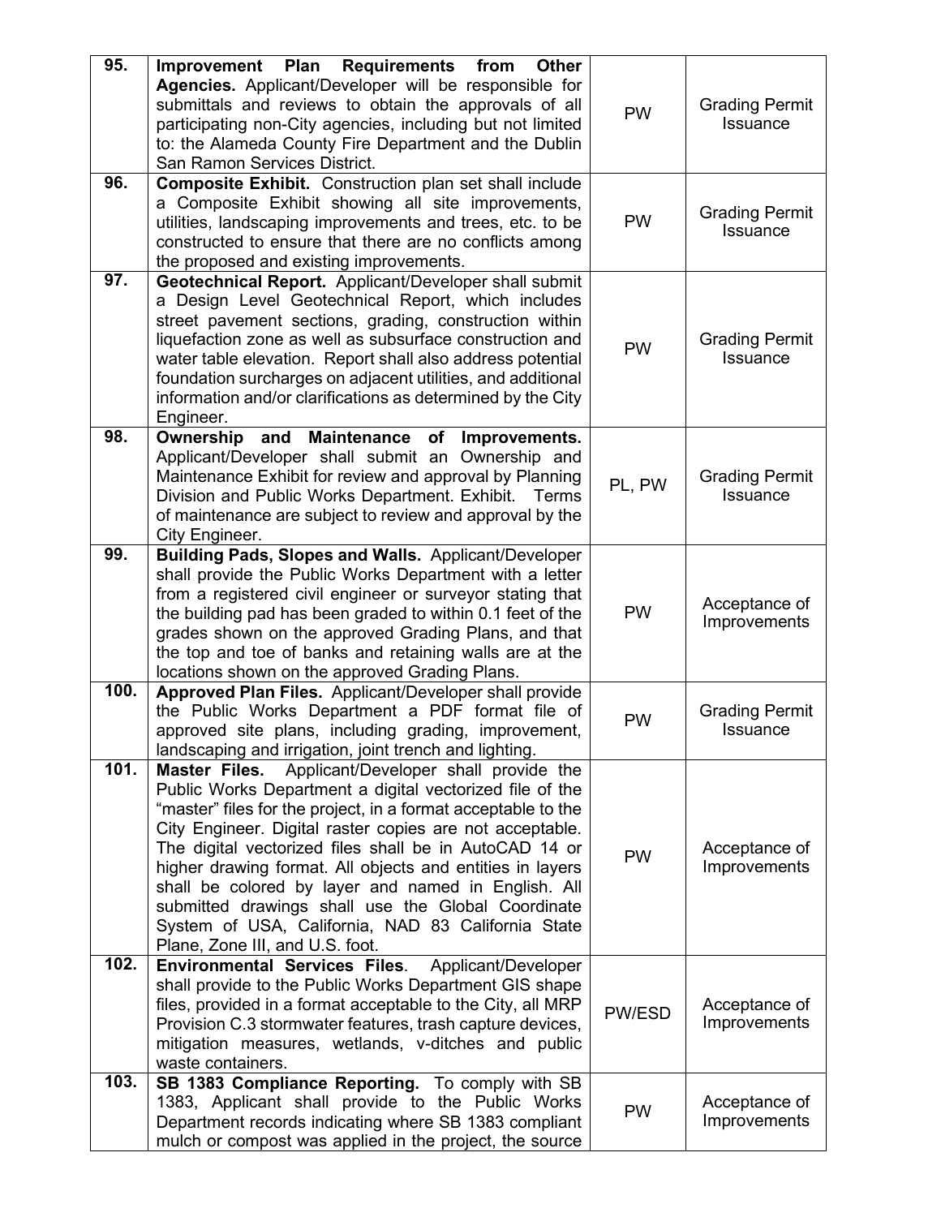| | | | |
|---|---|---|---|
| 95. | **Improvement Plan Requirements from Other Agencies.** Applicant/Developer will be responsible for submittals and reviews to obtain the approvals of all participating non-City agencies, including but not limited to: the Alameda County Fire Department and the Dublin San Ramon Services District. | PW | Grading Permit Issuance |
| 96. | **Composite Exhibit.** Construction plan set shall include a Composite Exhibit showing all site improvements, utilities, landscaping improvements and trees, etc. to be constructed to ensure that there are no conflicts among the proposed and existing improvements. | PW | Grading Permit Issuance |
| 97. | **Geotechnical Report.** Applicant/Developer shall submit a Design Level Geotechnical Report, which includes street pavement sections, grading, construction within liquefaction zone as well as subsurface construction and water table elevation. Report shall also address potential foundation surcharges on adjacent utilities, and additional information and/or clarifications as determined by the City Engineer. | PW | Grading Permit Issuance |
| 98. | **Ownership and Maintenance of Improvements.** Applicant/Developer shall submit an Ownership and Maintenance Exhibit for review and approval by Planning Division and Public Works Department. Exhibit. Terms of maintenance are subject to review and approval by the City Engineer. | PL, PW | Grading Permit Issuance |
| 99. | **Building Pads, Slopes and Walls.** Applicant/Developer shall provide the Public Works Department with a letter from a registered civil engineer or surveyor stating that the building pad has been graded to within 0.1 feet of the grades shown on the approved Grading Plans, and that the top and toe of banks and retaining walls are at the locations shown on the approved Grading Plans. | PW | Acceptance of Improvements |
| 100. | **Approved Plan Files.** Applicant/Developer shall provide the Public Works Department a PDF format file of approved site plans, including grading, improvement, landscaping and irrigation, joint trench and lighting. | PW | Grading Permit Issuance |
| 101. | **Master Files.** Applicant/Developer shall provide the Public Works Department a digital vectorized file of the "master" files for the project, in a format acceptable to the City Engineer. Digital raster copies are not acceptable. The digital vectorized files shall be in AutoCAD 14 or higher drawing format. All objects and entities in layers shall be colored by layer and named in English. All submitted drawings shall use the Global Coordinate System of USA, California, NAD 83 California State Plane, Zone III, and U.S. foot. | PW | Acceptance of Improvements |
| 102. | **Environmental Services Files**. Applicant/Developer shall provide to the Public Works Department GIS shape files, provided in a format acceptable to the City, all MRP Provision C.3 stormwater features, trash capture devices, mitigation measures, wetlands, v-ditches and public waste containers. | PW/ESD | Acceptance of Improvements |
| 103. | **SB 1383 Compliance Reporting.** To comply with SB 1383, Applicant shall provide to the Public Works Department records indicating where SB 1383 compliant mulch or compost was applied in the project, the source | PW | Acceptance of Improvements |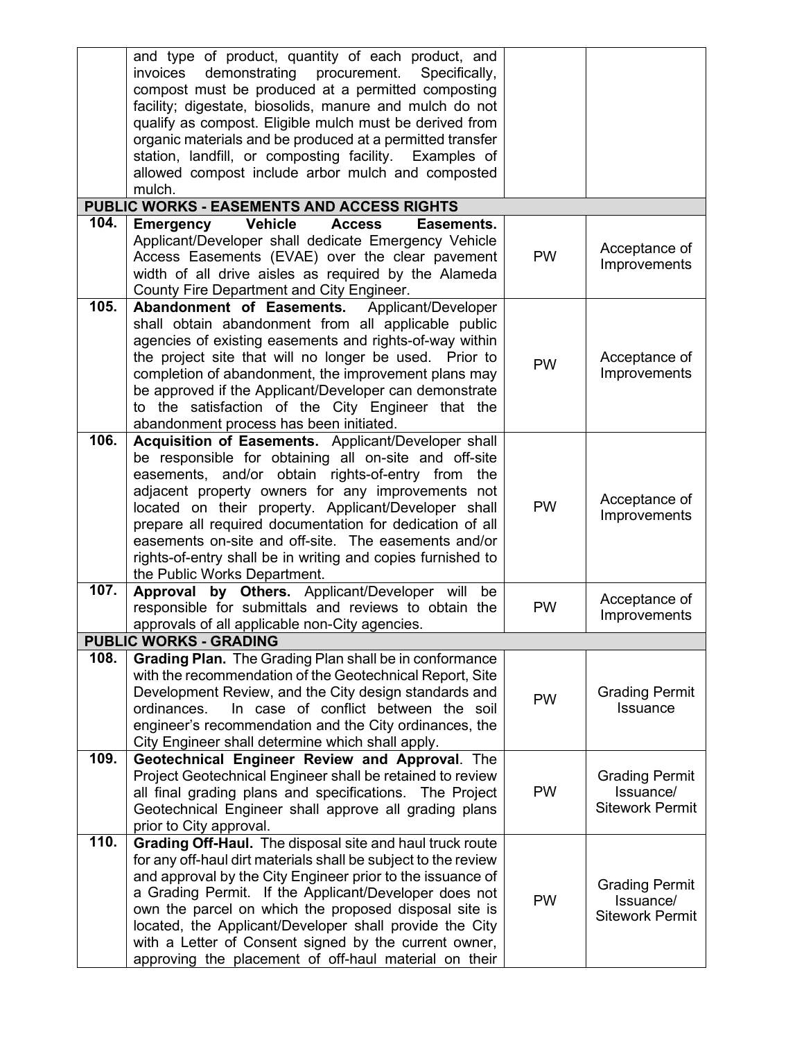| | | | |
|---|---|---|---|
| | and type of product, quantity of each product, and invoices demonstrating procurement. Specifically, compost must be produced at a permitted composting facility; digestate, biosolids, manure and mulch do not qualify as compost. Eligible mulch must be derived from organic materials and be produced at a permitted transfer station, landfill, or composting facility. Examples of allowed compost include arbor mulch and composted mulch. | | |
| **PUBLIC WORKS - EASEMENTS AND ACCESS RIGHTS** | | | |
| **104.** | **Emergency Vehicle Access Easements.** Applicant/Developer shall dedicate Emergency Vehicle Access Easements (EVAE) over the clear pavement width of all drive aisles as required by the Alameda County Fire Department and City Engineer. | PW | Acceptance of Improvements |
| **105.** | **Abandonment of Easements.** Applicant/Developer shall obtain abandonment from all applicable public agencies of existing easements and rights-of-way within the project site that will no longer be used. Prior to completion of abandonment, the improvement plans may be approved if the Applicant/Developer can demonstrate to the satisfaction of the City Engineer that the abandonment process has been initiated. | PW | Acceptance of Improvements |
| **106.** | **Acquisition of Easements.** Applicant/Developer shall be responsible for obtaining all on-site and off-site easements, and/or obtain rights-of-entry from the adjacent property owners for any improvements not located on their property. Applicant/Developer shall prepare all required documentation for dedication of all easements on-site and off-site. The easements and/or rights-of-entry shall be in writing and copies furnished to the Public Works Department. | PW | Acceptance of Improvements |
| **107.** | **Approval by Others.** Applicant/Developer will be responsible for submittals and reviews to obtain the approvals of all applicable non-City agencies. | PW | Acceptance of Improvements |
| **PUBLIC WORKS - GRADING** | | | |
| **108.** | **Grading Plan.** The Grading Plan shall be in conformance with the recommendation of the Geotechnical Report, Site Development Review, and the City design standards and ordinances. In case of conflict between the soil engineer's recommendation and the City ordinances, the City Engineer shall determine which shall apply. | PW | Grading Permit Issuance |
| **109.** | **Geotechnical Engineer Review and Approval**. The Project Geotechnical Engineer shall be retained to review all final grading plans and specifications. The Project Geotechnical Engineer shall approve all grading plans prior to City approval. | PW | Grading Permit Issuance/ Sitework Permit |
| **110.** | **Grading Off-Haul.** The disposal site and haul truck route for any off-haul dirt materials shall be subject to the review and approval by the City Engineer prior to the issuance of a Grading Permit. If the Applicant/Developer does not own the parcel on which the proposed disposal site is located, the Applicant/Developer shall provide the City with a Letter of Consent signed by the current owner, approving the placement of off-haul material on their | PW | Grading Permit Issuance/ Sitework Permit |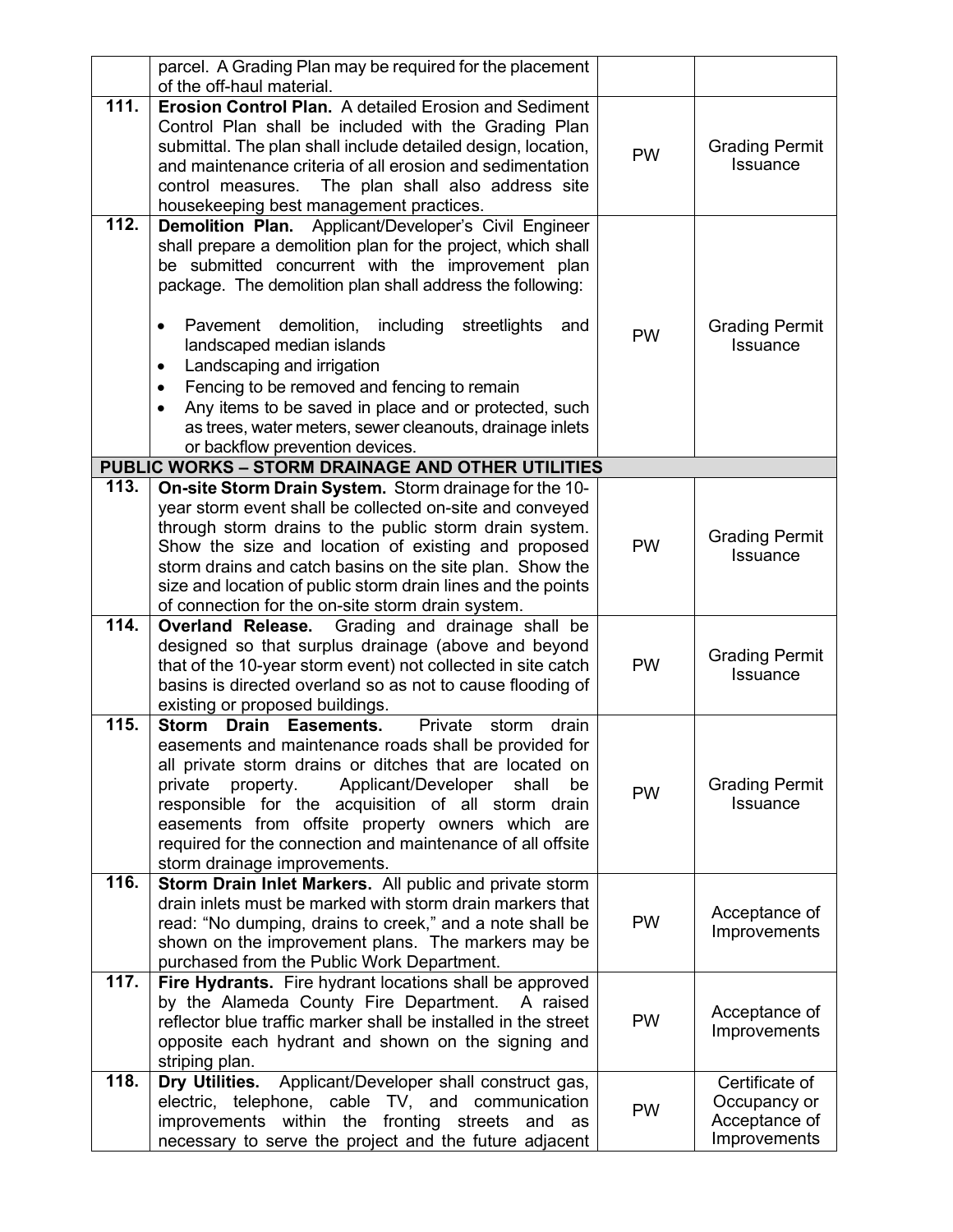| | | | |
|---|---|---|---|
| | parcel. A Grading Plan may be required for the placement of the off-haul material. | | |
| 111. | **Erosion Control Plan.** A detailed Erosion and Sediment Control Plan shall be included with the Grading Plan submittal. The plan shall include detailed design, location, and maintenance criteria of all erosion and sedimentation control measures. The plan shall also address site housekeeping best management practices. | PW | Grading Permit Issuance |
| 112. | **Demolition Plan.** Applicant/Developer's Civil Engineer shall prepare a demolition plan for the project, which shall be submitted concurrent with the improvement plan package. The demolition plan shall address the following:<br><br>• Pavement demolition, including streetlights and landscaped median islands<br>• Landscaping and irrigation<br>• Fencing to be removed and fencing to remain<br>• Any items to be saved in place and or protected, such as trees, water meters, sewer cleanouts, drainage inlets or backflow prevention devices. | PW | Grading Permit Issuance |
| **PUBLIC WORKS – STORM DRAINAGE AND OTHER UTILITIES** | | | |
| 113. | **On-site Storm Drain System.** Storm drainage for the 10-year storm event shall be collected on-site and conveyed through storm drains to the public storm drain system. Show the size and location of existing and proposed storm drains and catch basins on the site plan. Show the size and location of public storm drain lines and the points of connection for the on-site storm drain system. | PW | Grading Permit Issuance |
| 114. | **Overland Release.** Grading and drainage shall be designed so that surplus drainage (above and beyond that of the 10-year storm event) not collected in site catch basins is directed overland so as not to cause flooding of existing or proposed buildings. | PW | Grading Permit Issuance |
| 115. | **Storm Drain Easements.** Private storm drain easements and maintenance roads shall be provided for all private storm drains or ditches that are located on private property. Applicant/Developer shall be responsible for the acquisition of all storm drain easements from offsite property owners which are required for the connection and maintenance of all offsite storm drainage improvements. | PW | Grading Permit Issuance |
| 116. | **Storm Drain Inlet Markers.** All public and private storm drain inlets must be marked with storm drain markers that read: "No dumping, drains to creek," and a note shall be shown on the improvement plans. The markers may be purchased from the Public Work Department. | PW | Acceptance of Improvements |
| 117. | **Fire Hydrants.** Fire hydrant locations shall be approved by the Alameda County Fire Department. A raised reflector blue traffic marker shall be installed in the street opposite each hydrant and shown on the signing and striping plan. | PW | Acceptance of Improvements |
| 118. | **Dry Utilities.** Applicant/Developer shall construct gas, electric, telephone, cable TV, and communication improvements within the fronting streets and as necessary to serve the project and the future adjacent | PW | Certificate of Occupancy or Acceptance of Improvements |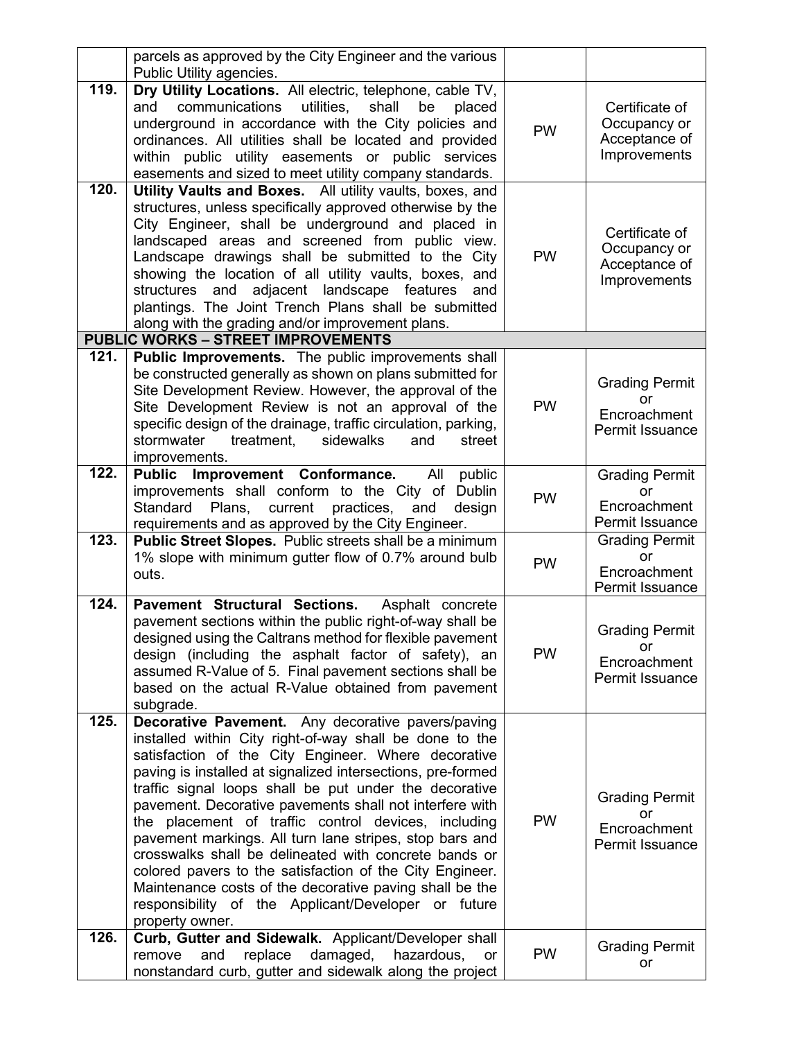| | | | |
|---|---|---|---|
| | parcels as approved by the City Engineer and the various Public Utility agencies. | | |
| **119.** | **Dry Utility Locations.** All electric, telephone, cable TV, and communications utilities, shall be placed underground in accordance with the City policies and ordinances. All utilities shall be located and provided within public utility easements or public services easements and sized to meet utility company standards. | PW | Certificate of Occupancy or Acceptance of Improvements |
| **120.** | **Utility Vaults and Boxes.** All utility vaults, boxes, and structures, unless specifically approved otherwise by the City Engineer, shall be underground and placed in landscaped areas and screened from public view. Landscape drawings shall be submitted to the City showing the location of all utility vaults, boxes, and structures and adjacent landscape features and plantings. The Joint Trench Plans shall be submitted along with the grading and/or improvement plans. | PW | Certificate of Occupancy or Acceptance of Improvements |
| **PUBLIC WORKS – STREET IMPROVEMENTS** | | | |
| **121.** | **Public Improvements.** The public improvements shall be constructed generally as shown on plans submitted for Site Development Review. However, the approval of the Site Development Review is not an approval of the specific design of the drainage, traffic circulation, parking, stormwater treatment, sidewalks and street improvements. | PW | Grading Permit or Encroachment Permit Issuance |
| **122.** | **Public Improvement Conformance.** All public improvements shall conform to the City of Dublin Standard Plans, current practices, and design requirements and as approved by the City Engineer. | PW | Grading Permit or Encroachment Permit Issuance |
| **123.** | **Public Street Slopes.** Public streets shall be a minimum 1% slope with minimum gutter flow of 0.7% around bulb outs. | PW | Grading Permit or Encroachment Permit Issuance |
| **124.** | **Pavement Structural Sections.** Asphalt concrete pavement sections within the public right-of-way shall be designed using the Caltrans method for flexible pavement design (including the asphalt factor of safety), an assumed R-Value of 5. Final pavement sections shall be based on the actual R-Value obtained from pavement subgrade. | PW | Grading Permit or Encroachment Permit Issuance |
| **125.** | **Decorative Pavement.** Any decorative pavers/paving installed within City right-of-way shall be done to the satisfaction of the City Engineer. Where decorative paving is installed at signalized intersections, pre-formed traffic signal loops shall be put under the decorative pavement. Decorative pavements shall not interfere with the placement of traffic control devices, including pavement markings. All turn lane stripes, stop bars and crosswalks shall be delineated with concrete bands or colored pavers to the satisfaction of the City Engineer. Maintenance costs of the decorative paving shall be the responsibility of the Applicant/Developer or future property owner. | PW | Grading Permit or Encroachment Permit Issuance |
| **126.** | **Curb, Gutter and Sidewalk.** Applicant/Developer shall remove and replace damaged, hazardous, or nonstandard curb, gutter and sidewalk along the project | PW | Grading Permit or |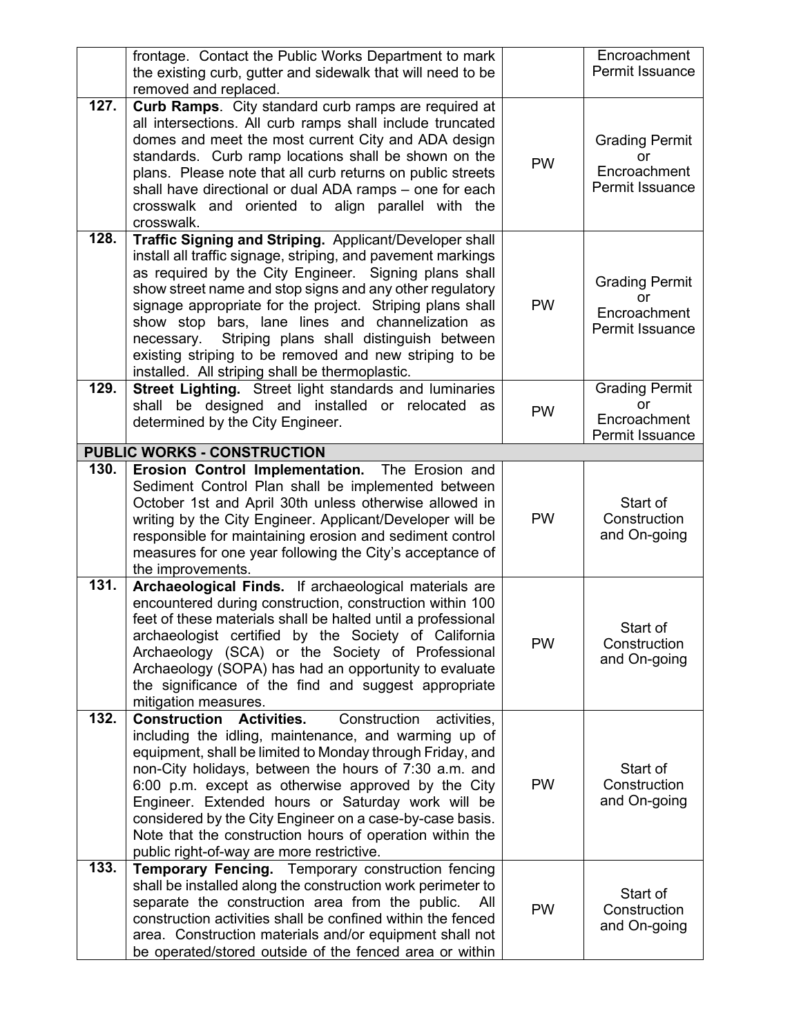| | | | |
|---|---|---|---|
| | frontage. Contact the Public Works Department to mark the existing curb, gutter and sidewalk that will need to be removed and replaced. | | Encroachment Permit Issuance |
| 127. | **Curb Ramps**. City standard curb ramps are required at all intersections. All curb ramps shall include truncated domes and meet the most current City and ADA design standards. Curb ramp locations shall be shown on the plans. Please note that all curb returns on public streets shall have directional or dual ADA ramps – one for each crosswalk and oriented to align parallel with the crosswalk. | PW | Grading Permit or Encroachment Permit Issuance |
| 128. | **Traffic Signing and Striping.** Applicant/Developer shall install all traffic signage, striping, and pavement markings as required by the City Engineer. Signing plans shall show street name and stop signs and any other regulatory signage appropriate for the project. Striping plans shall show stop bars, lane lines and channelization as necessary. Striping plans shall distinguish between existing striping to be removed and new striping to be installed. All striping shall be thermoplastic. | PW | Grading Permit or Encroachment Permit Issuance |
| 129. | **Street Lighting.** Street light standards and luminaries shall be designed and installed or relocated as determined by the City Engineer. | PW | Grading Permit or Encroachment Permit Issuance |
| **PUBLIC WORKS - CONSTRUCTION** | | | |
| 130. | **Erosion Control Implementation.** The Erosion and Sediment Control Plan shall be implemented between October 1st and April 30th unless otherwise allowed in writing by the City Engineer. Applicant/Developer will be responsible for maintaining erosion and sediment control measures for one year following the City's acceptance of the improvements. | PW | Start of Construction and On-going |
| 131. | **Archaeological Finds.** If archaeological materials are encountered during construction, construction within 100 feet of these materials shall be halted until a professional archaeologist certified by the Society of California Archaeology (SCA) or the Society of Professional Archaeology (SOPA) has had an opportunity to evaluate the significance of the find and suggest appropriate mitigation measures. | PW | Start of Construction and On-going |
| 132. | **Construction Activities.** Construction activities, including the idling, maintenance, and warming up of equipment, shall be limited to Monday through Friday, and non-City holidays, between the hours of 7:30 a.m. and 6:00 p.m. except as otherwise approved by the City Engineer. Extended hours or Saturday work will be considered by the City Engineer on a case-by-case basis. Note that the construction hours of operation within the public right-of-way are more restrictive. | PW | Start of Construction and On-going |
| 133. | **Temporary Fencing.** Temporary construction fencing shall be installed along the construction work perimeter to separate the construction area from the public. All construction activities shall be confined within the fenced area. Construction materials and/or equipment shall not be operated/stored outside of the fenced area or within | PW | Start of Construction and On-going |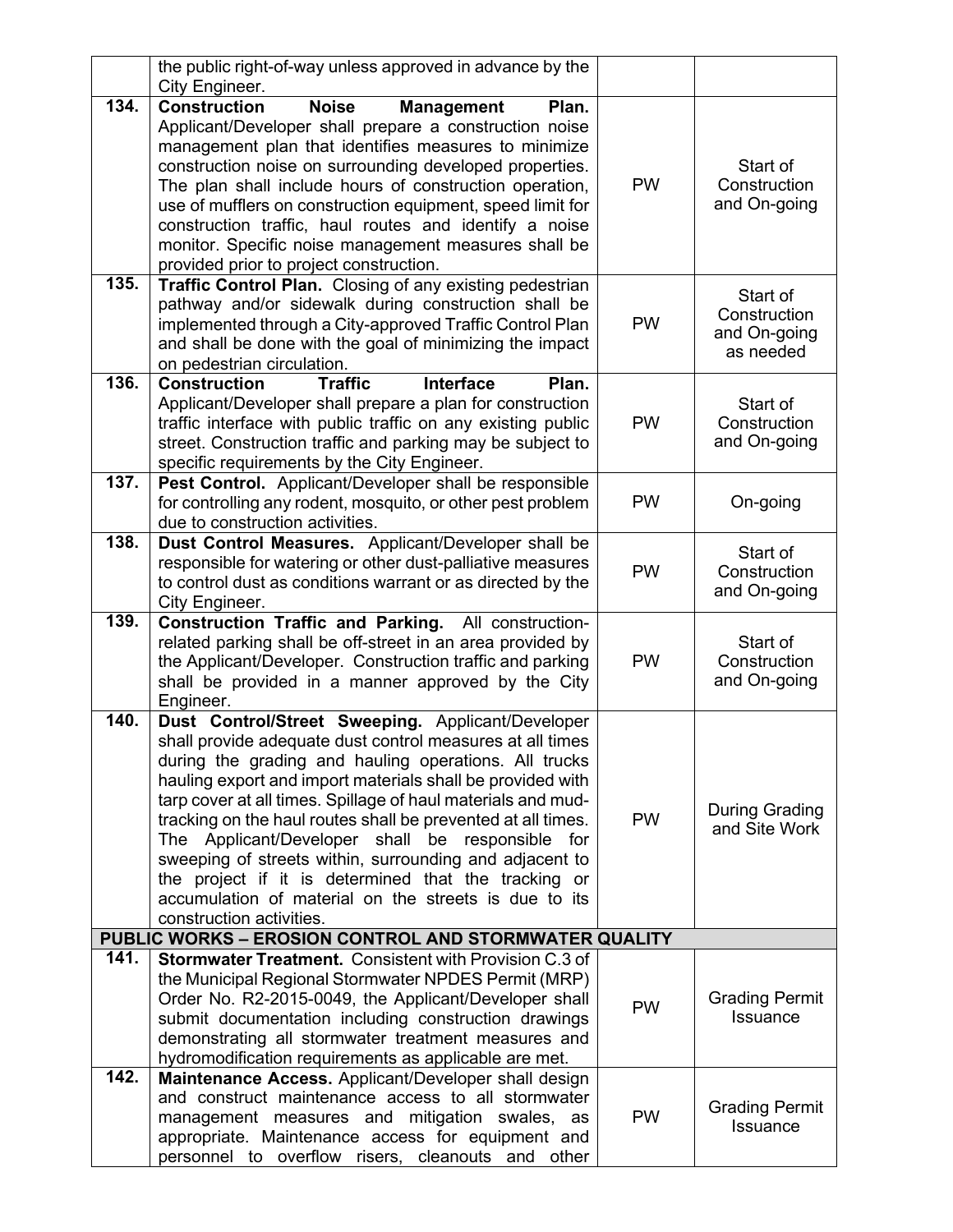| | | | |
|---|---|---|---|
| | the public right-of-way unless approved in advance by the City Engineer. | | |
| 134. | **Construction Noise Management Plan.** Applicant/Developer shall prepare a construction noise management plan that identifies measures to minimize construction noise on surrounding developed properties. The plan shall include hours of construction operation, use of mufflers on construction equipment, speed limit for construction traffic, haul routes and identify a noise monitor. Specific noise management measures shall be provided prior to project construction. | PW | Start of Construction and On-going |
| 135. | **Traffic Control Plan.** Closing of any existing pedestrian pathway and/or sidewalk during construction shall be implemented through a City-approved Traffic Control Plan and shall be done with the goal of minimizing the impact on pedestrian circulation. | PW | Start of Construction and On-going as needed |
| 136. | **Construction Traffic Interface Plan.** Applicant/Developer shall prepare a plan for construction traffic interface with public traffic on any existing public street. Construction traffic and parking may be subject to specific requirements by the City Engineer. | PW | Start of Construction and On-going |
| 137. | **Pest Control.** Applicant/Developer shall be responsible for controlling any rodent, mosquito, or other pest problem due to construction activities. | PW | On-going |
| 138. | **Dust Control Measures.** Applicant/Developer shall be responsible for watering or other dust-palliative measures to control dust as conditions warrant or as directed by the City Engineer. | PW | Start of Construction and On-going |
| 139. | **Construction Traffic and Parking.** All construction-related parking shall be off-street in an area provided by the Applicant/Developer. Construction traffic and parking shall be provided in a manner approved by the City Engineer. | PW | Start of Construction and On-going |
| 140. | **Dust Control/Street Sweeping.** Applicant/Developer shall provide adequate dust control measures at all times during the grading and hauling operations. All trucks hauling export and import materials shall be provided with tarp cover at all times. Spillage of haul materials and mud-tracking on the haul routes shall be prevented at all times. The Applicant/Developer shall be responsible for sweeping of streets within, surrounding and adjacent to the project if it is determined that the tracking or accumulation of material on the streets is due to its construction activities. | PW | During Grading and Site Work |
| **PUBLIC WORKS – EROSION CONTROL AND STORMWATER QUALITY** | | | |
| 141. | **Stormwater Treatment.** Consistent with Provision C.3 of the Municipal Regional Stormwater NPDES Permit (MRP) Order No. R2-2015-0049, the Applicant/Developer shall submit documentation including construction drawings demonstrating all stormwater treatment measures and hydromodification requirements as applicable are met. | PW | Grading Permit Issuance |
| 142. | **Maintenance Access.** Applicant/Developer shall design and construct maintenance access to all stormwater management measures and mitigation swales, as appropriate. Maintenance access for equipment and personnel to overflow risers, cleanouts and other | PW | Grading Permit Issuance |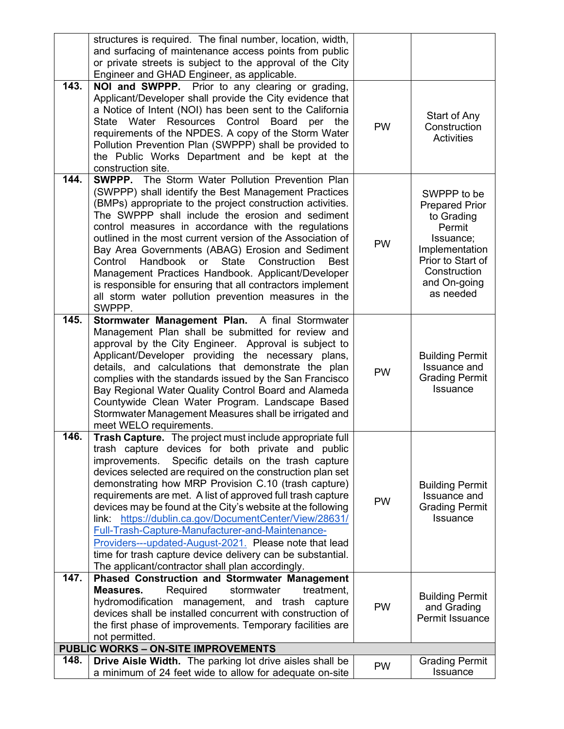| | | | |
|---|---|---|---|
| | structures is required. The final number, location, width, and surfacing of maintenance access points from public or private streets is subject to the approval of the City Engineer and GHAD Engineer, as applicable. | | |
| 143. | **NOI and SWPPP.** Prior to any clearing or grading, Applicant/Developer shall provide the City evidence that a Notice of Intent (NOI) has been sent to the California State Water Resources Control Board per the requirements of the NPDES. A copy of the Storm Water Pollution Prevention Plan (SWPPP) shall be provided to the Public Works Department and be kept at the construction site. | PW | Start of Any Construction Activities |
| 144. | **SWPPP.** The Storm Water Pollution Prevention Plan (SWPPP) shall identify the Best Management Practices (BMPs) appropriate to the project construction activities. The SWPPP shall include the erosion and sediment control measures in accordance with the regulations outlined in the most current version of the Association of Bay Area Governments (ABAG) Erosion and Sediment Control Handbook or State Construction Best Management Practices Handbook. Applicant/Developer is responsible for ensuring that all contractors implement all storm water pollution prevention measures in the SWPPP. | PW | SWPPP to be Prepared Prior to Grading Permit Issuance; Implementation Prior to Start of Construction and On-going as needed |
| 145. | **Stormwater Management Plan.** A final Stormwater Management Plan shall be submitted for review and approval by the City Engineer. Approval is subject to Applicant/Developer providing the necessary plans, details, and calculations that demonstrate the plan complies with the standards issued by the San Francisco Bay Regional Water Quality Control Board and Alameda Countywide Clean Water Program. Landscape Based Stormwater Management Measures shall be irrigated and meet WELO requirements. | PW | Building Permit Issuance and Grading Permit Issuance |
| 146. | **Trash Capture.** The project must include appropriate full trash capture devices for both private and public improvements. Specific details on the trash capture devices selected are required on the construction plan set demonstrating how MRP Provision C.10 (trash capture) requirements are met. A list of approved full trash capture devices may be found at the City's website at the following link: [https://dublin.ca.gov/DocumentCenter/View/28631/Full-Trash-Capture-Manufacturer-and-Maintenance-Providers---updated-August-2021](https://dublin.ca.gov/DocumentCenter/View/28631/Full-Trash-Capture-Manufacturer-and-Maintenance-Providers---updated-August-2021). Please note that lead time for trash capture device delivery can be substantial. The applicant/contractor shall plan accordingly. | PW | Building Permit Issuance and Grading Permit Issuance |
| 147. | **Phased Construction and Stormwater Management Measures.** Required stormwater treatment, hydromodification management, and trash capture devices shall be installed concurrent with construction of the first phase of improvements. Temporary facilities are not permitted. | PW | Building Permit and Grading Permit Issuance |
| **PUBLIC WORKS – ON-SITE IMPROVEMENTS** | | | |
| 148. | **Drive Aisle Width.** The parking lot drive aisles shall be a minimum of 24 feet wide to allow for adequate on-site | PW | Grading Permit Issuance |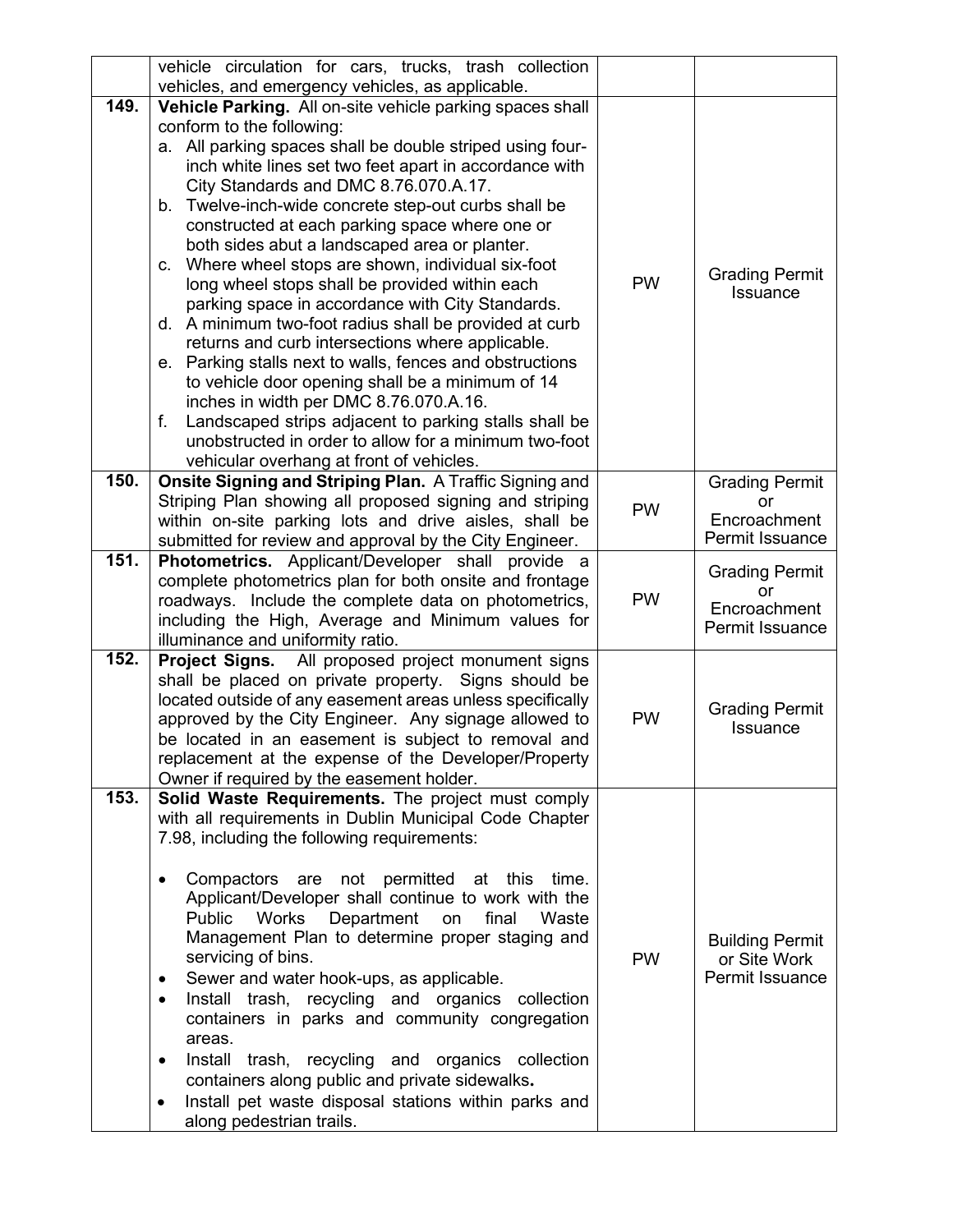| | | | |
|---|---|---|---|
| | vehicle circulation for cars, trucks, trash collection vehicles, and emergency vehicles, as applicable. | | |
| **149.** | **Vehicle Parking.** All on-site vehicle parking spaces shall conform to the following:<br>a. All parking spaces shall be double striped using four-inch white lines set two feet apart in accordance with City Standards and DMC 8.76.070.A.17.<br>b. Twelve-inch-wide concrete step-out curbs shall be constructed at each parking space where one or both sides abut a landscaped area or planter.<br>c. Where wheel stops are shown, individual six-foot long wheel stops shall be provided within each parking space in accordance with City Standards.<br>d. A minimum two-foot radius shall be provided at curb returns and curb intersections where applicable.<br>e. Parking stalls next to walls, fences and obstructions to vehicle door opening shall be a minimum of 14 inches in width per DMC 8.76.070.A.16.<br>f. Landscaped strips adjacent to parking stalls shall be unobstructed in order to allow for a minimum two-foot vehicular overhang at front of vehicles. | PW | Grading Permit Issuance |
| **150.** | **Onsite Signing and Striping Plan.** A Traffic Signing and Striping Plan showing all proposed signing and striping within on-site parking lots and drive aisles, shall be submitted for review and approval by the City Engineer. | PW | Grading Permit or Encroachment Permit Issuance |
| **151.** | **Photometrics.** Applicant/Developer shall provide a complete photometrics plan for both onsite and frontage roadways. Include the complete data on photometrics, including the High, Average and Minimum values for illuminance and uniformity ratio. | PW | Grading Permit or Encroachment Permit Issuance |
| **152.** | **Project Signs.** All proposed project monument signs shall be placed on private property. Signs should be located outside of any easement areas unless specifically approved by the City Engineer. Any signage allowed to be located in an easement is subject to removal and replacement at the expense of the Developer/Property Owner if required by the easement holder. | PW | Grading Permit Issuance |
| **153.** | **Solid Waste Requirements.** The project must comply with all requirements in Dublin Municipal Code Chapter 7.98, including the following requirements:<br><br>• Compactors are not permitted at this time. Applicant/Developer shall continue to work with the Public Works Department on final Waste Management Plan to determine proper staging and servicing of bins.<br>• Sewer and water hook-ups, as applicable.<br>• Install trash, recycling and organics collection containers in parks and community congregation areas.<br>• Install trash, recycling and organics collection containers along public and private sidewalks.<br>• Install pet waste disposal stations within parks and along pedestrian trails. | PW | Building Permit or Site Work Permit Issuance |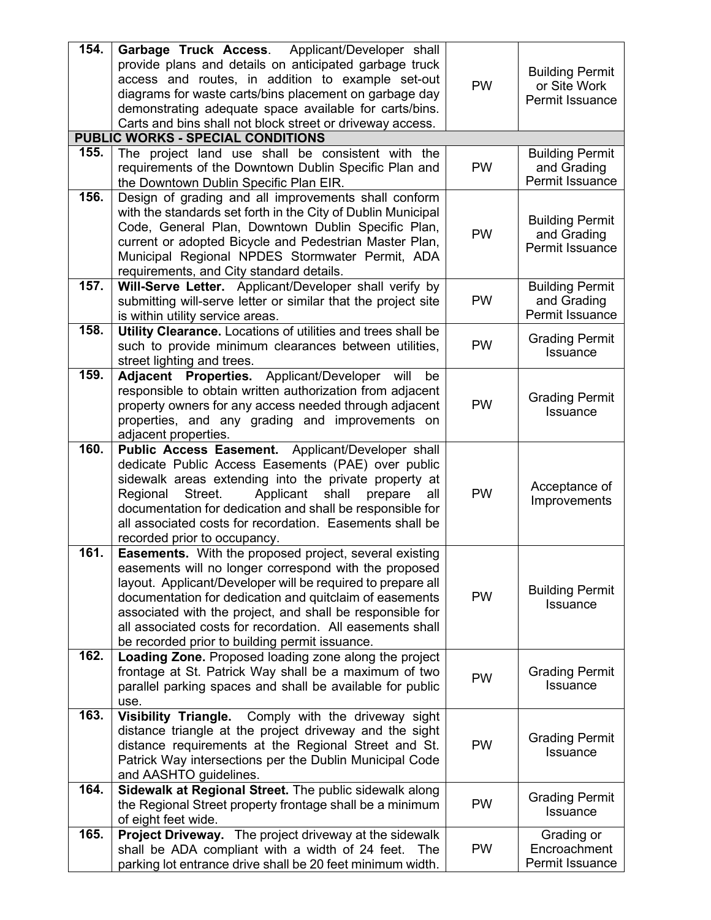| | | | |
|---|---|---|---|
| 154. | **Garbage Truck Access**. Applicant/Developer shall provide plans and details on anticipated garbage truck access and routes, in addition to example set-out diagrams for waste carts/bins placement on garbage day demonstrating adequate space available for carts/bins. Carts and bins shall not block street or driveway access. | PW | Building Permit or Site Work Permit Issuance |
| **PUBLIC WORKS - SPECIAL CONDITIONS** | | | |
| 155. | The project land use shall be consistent with the requirements of the Downtown Dublin Specific Plan and the Downtown Dublin Specific Plan EIR. | PW | Building Permit and Grading Permit Issuance |
| 156. | Design of grading and all improvements shall conform with the standards set forth in the City of Dublin Municipal Code, General Plan, Downtown Dublin Specific Plan, current or adopted Bicycle and Pedestrian Master Plan, Municipal Regional NPDES Stormwater Permit, ADA requirements, and City standard details. | PW | Building Permit and Grading Permit Issuance |
| 157. | **Will-Serve Letter.** Applicant/Developer shall verify by submitting will-serve letter or similar that the project site is within utility service areas. | PW | Building Permit and Grading Permit Issuance |
| 158. | **Utility Clearance.** Locations of utilities and trees shall be such to provide minimum clearances between utilities, street lighting and trees. | PW | Grading Permit Issuance |
| 159. | **Adjacent Properties.** Applicant/Developer will be responsible to obtain written authorization from adjacent property owners for any access needed through adjacent properties, and any grading and improvements on adjacent properties. | PW | Grading Permit Issuance |
| 160. | **Public Access Easement.** Applicant/Developer shall dedicate Public Access Easements (PAE) over public sidewalk areas extending into the private property at Regional Street. Applicant shall prepare all documentation for dedication and shall be responsible for all associated costs for recordation. Easements shall be recorded prior to occupancy. | PW | Acceptance of Improvements |
| 161. | **Easements.** With the proposed project, several existing easements will no longer correspond with the proposed layout. Applicant/Developer will be required to prepare all documentation for dedication and quitclaim of easements associated with the project, and shall be responsible for all associated costs for recordation. All easements shall be recorded prior to building permit issuance. | PW | Building Permit Issuance |
| 162. | **Loading Zone.** Proposed loading zone along the project frontage at St. Patrick Way shall be a maximum of two parallel parking spaces and shall be available for public use. | PW | Grading Permit Issuance |
| 163. | **Visibility Triangle.** Comply with the driveway sight distance triangle at the project driveway and the sight distance requirements at the Regional Street and St. Patrick Way intersections per the Dublin Municipal Code and AASHTO guidelines. | PW | Grading Permit Issuance |
| 164. | **Sidewalk at Regional Street.** The public sidewalk along the Regional Street property frontage shall be a minimum of eight feet wide. | PW | Grading Permit Issuance |
| 165. | **Project Driveway.** The project driveway at the sidewalk shall be ADA compliant with a width of 24 feet. The parking lot entrance drive shall be 20 feet minimum width. | PW | Grading or Encroachment Permit Issuance |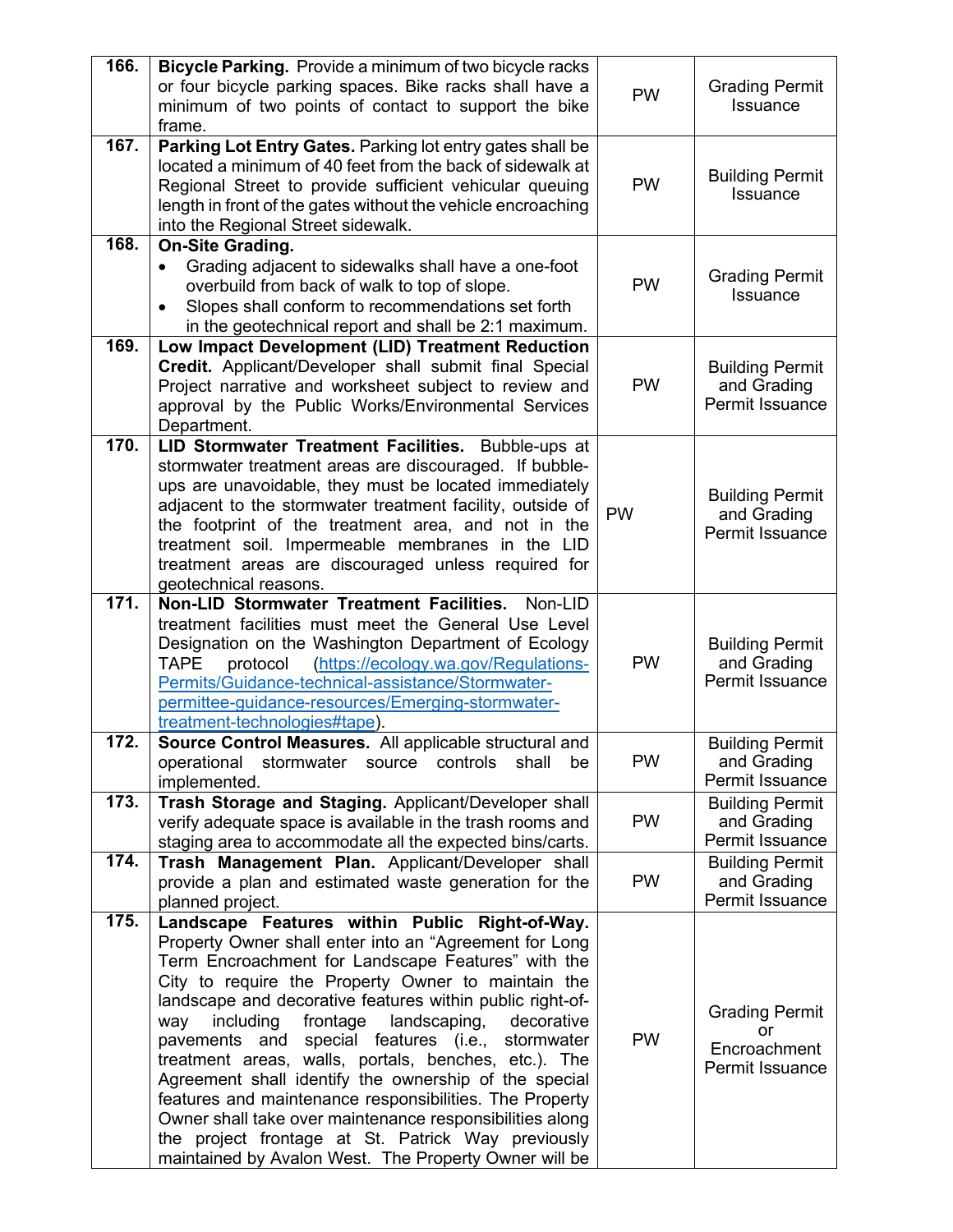| | | | |
|---|---|---|---|
| 166. | **Bicycle Parking.** Provide a minimum of two bicycle racks or four bicycle parking spaces. Bike racks shall have a minimum of two points of contact to support the bike frame. | PW | Grading Permit Issuance |
| 167. | **Parking Lot Entry Gates.** Parking lot entry gates shall be located a minimum of 40 feet from the back of sidewalk at Regional Street to provide sufficient vehicular queuing length in front of the gates without the vehicle encroaching into the Regional Street sidewalk. | PW | Building Permit Issuance |
| 168. | **On-Site Grading.**<br>• Grading adjacent to sidewalks shall have a one-foot overbuild from back of walk to top of slope.<br>• Slopes shall conform to recommendations set forth in the geotechnical report and shall be 2:1 maximum. | PW | Grading Permit Issuance |
| 169. | **Low Impact Development (LID) Treatment Reduction Credit.** Applicant/Developer shall submit final Special Project narrative and worksheet subject to review and approval by the Public Works/Environmental Services Department. | PW | Building Permit and Grading Permit Issuance |
| 170. | **LID Stormwater Treatment Facilities.** Bubble-ups at stormwater treatment areas are discouraged. If bubble-ups are unavoidable, they must be located immediately adjacent to the stormwater treatment facility, outside of the footprint of the treatment area, and not in the treatment soil. Impermeable membranes in the LID treatment areas are discouraged unless required for geotechnical reasons. | PW | Building Permit and Grading Permit Issuance |
| 171. | **Non-LID Stormwater Treatment Facilities.** Non-LID treatment facilities must meet the General Use Level Designation on the Washington Department of Ecology TAPE protocol (https://ecology.wa.gov/Regulations-Permits/Guidance-technical-assistance/Stormwater-permittee-guidance-resources/Emerging-stormwater-treatment-technologies#tape). | PW | Building Permit and Grading Permit Issuance |
| 172. | **Source Control Measures.** All applicable structural and operational stormwater source controls shall be implemented. | PW | Building Permit and Grading Permit Issuance |
| 173. | **Trash Storage and Staging.** Applicant/Developer shall verify adequate space is available in the trash rooms and staging area to accommodate all the expected bins/carts. | PW | Building Permit and Grading Permit Issuance |
| 174. | **Trash Management Plan.** Applicant/Developer shall provide a plan and estimated waste generation for the planned project. | PW | Building Permit and Grading Permit Issuance |
| 175. | **Landscape Features within Public Right-of-Way.** Property Owner shall enter into an "Agreement for Long Term Encroachment for Landscape Features" with the City to require the Property Owner to maintain the landscape and decorative features within public right-of-way including frontage landscaping, decorative pavements and special features (i.e., stormwater treatment areas, walls, portals, benches, etc.). The Agreement shall identify the ownership of the special features and maintenance responsibilities. The Property Owner shall take over maintenance responsibilities along the project frontage at St. Patrick Way previously maintained by Avalon West. The Property Owner will be | PW | Grading Permit or Encroachment Permit Issuance |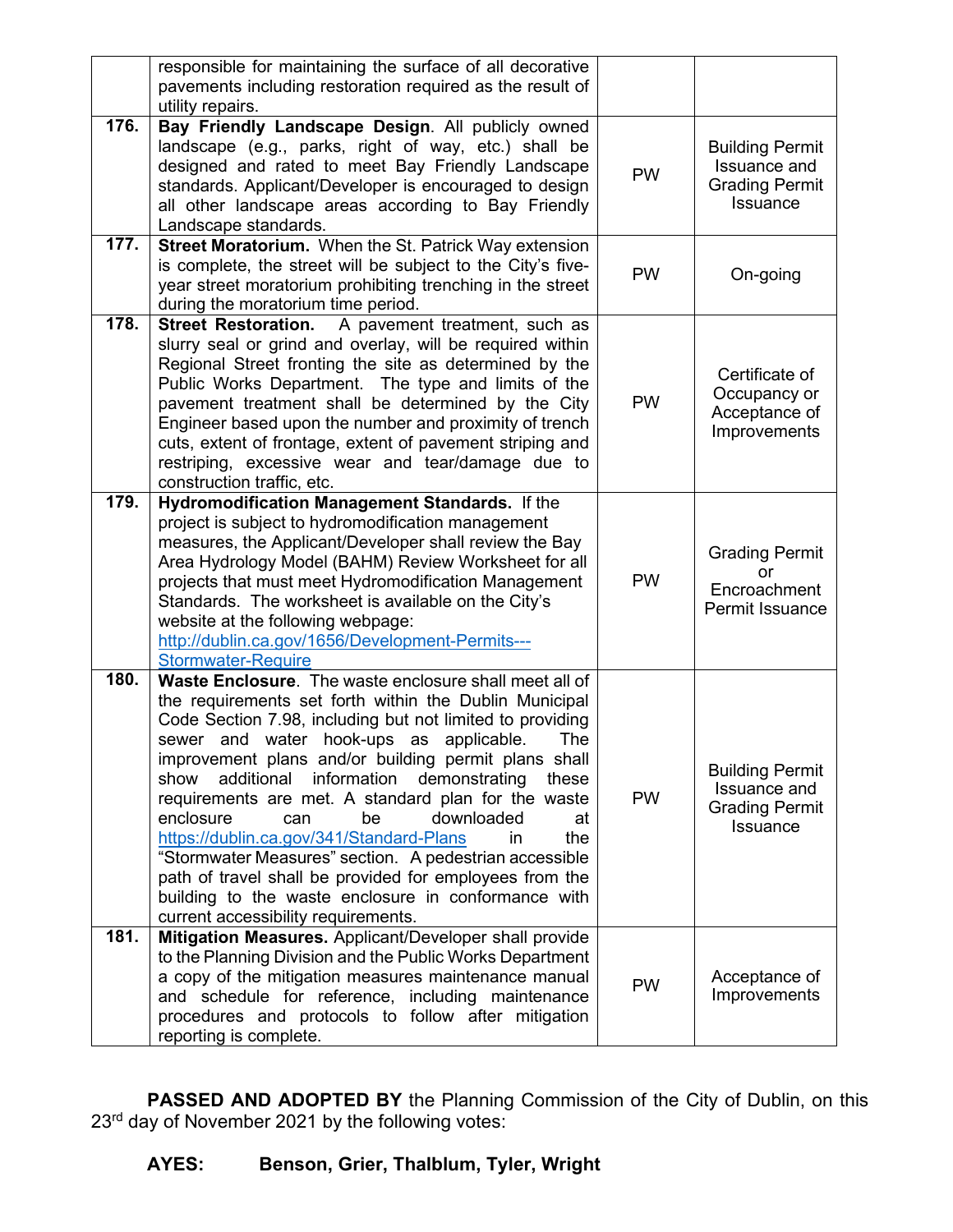| | | | |
|---|---|---|---|
| | responsible for maintaining the surface of all decorative pavements including restoration required as the result of utility repairs. | | |
| **176.** | **Bay Friendly Landscape Design**. All publicly owned landscape (e.g., parks, right of way, etc.) shall be designed and rated to meet Bay Friendly Landscape standards. Applicant/Developer is encouraged to design all other landscape areas according to Bay Friendly Landscape standards. | PW | Building Permit Issuance and Grading Permit Issuance |
| **177.** | **Street Moratorium.** When the St. Patrick Way extension is complete, the street will be subject to the City's five-year street moratorium prohibiting trenching in the street during the moratorium time period. | PW | On-going |
| **178.** | **Street Restoration.** A pavement treatment, such as slurry seal or grind and overlay, will be required within Regional Street fronting the site as determined by the Public Works Department. The type and limits of the pavement treatment shall be determined by the City Engineer based upon the number and proximity of trench cuts, extent of frontage, extent of pavement striping and restriping, excessive wear and tear/damage due to construction traffic, etc. | PW | Certificate of Occupancy or Acceptance of Improvements |
| **179.** | **Hydromodification Management Standards.** If the project is subject to hydromodification management measures, the Applicant/Developer shall review the Bay Area Hydrology Model (BAHM) Review Worksheet for all projects that must meet Hydromodification Management Standards. The worksheet is available on the City's website at the following webpage: http://dublin.ca.gov/1656/Development-Permits---Stormwater-Require | PW | Grading Permit or Encroachment Permit Issuance |
| **180.** | **Waste Enclosure**. The waste enclosure shall meet all of the requirements set forth within the Dublin Municipal Code Section 7.98, including but not limited to providing sewer and water hook-ups as applicable. The improvement plans and/or building permit plans shall show additional information demonstrating these requirements are met. A standard plan for the waste enclosure can be downloaded at https://dublin.ca.gov/341/Standard-Plans in the "Stormwater Measures" section. A pedestrian accessible path of travel shall be provided for employees from the building to the waste enclosure in conformance with current accessibility requirements. | PW | Building Permit Issuance and Grading Permit Issuance |
| **181.** | **Mitigation Measures.** Applicant/Developer shall provide to the Planning Division and the Public Works Department a copy of the mitigation measures maintenance manual and schedule for reference, including maintenance procedures and protocols to follow after mitigation reporting is complete. | PW | Acceptance of Improvements |

**PASSED AND ADOPTED BY** the Planning Commission of the City of Dublin, on this 23rd day of November 2021 by the following votes:

**AYES: Benson, Grier, Thalblum, Tyler, Wright**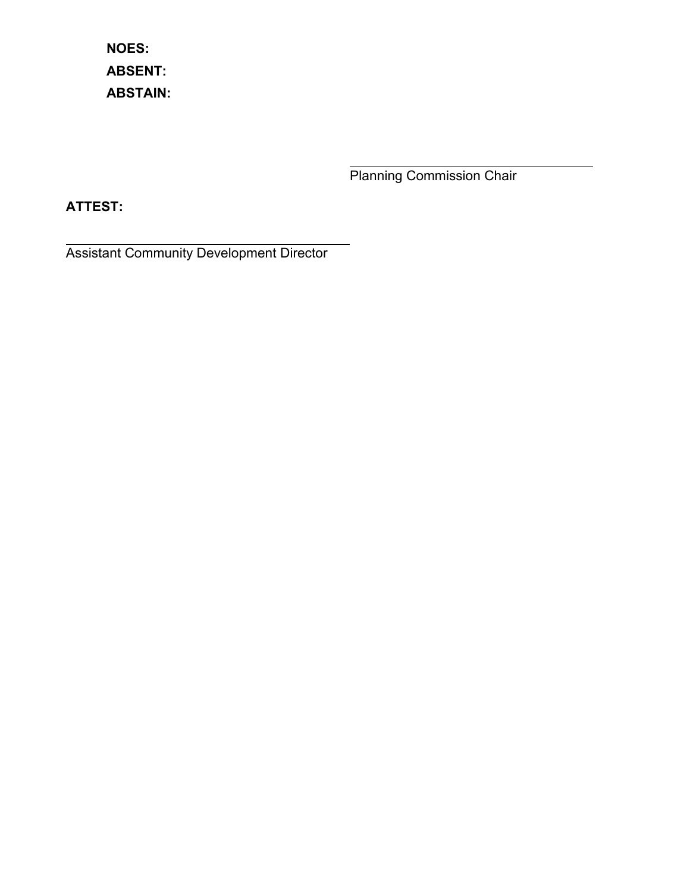**NOES:**

**ABSENT:**

**ABSTAIN:**

\_\_\_\_\_\_\_\_\_\_\_\_\_\_\_\_\_\_\_\_\_\_\_\_\_\_\_\_\_\_\_\_\_\_\_\_

Planning Commission Chair

**ATTEST:**

\_\_\_\_\_\_\_\_\_\_\_\_\_\_\_\_\_\_\_\_\_\_\_\_\_\_\_\_\_\_\_\_\_\_\_\_

Assistant Community Development Director